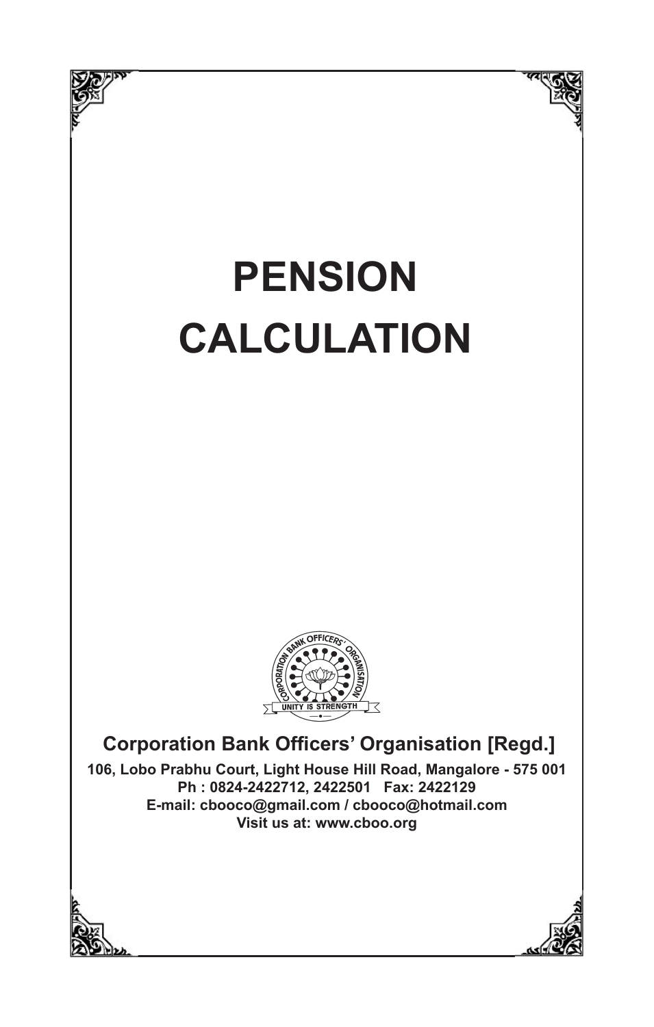# PENSION CALCULATION

**Corporation Bank Officers' Organisation [Regd.]**

**106, Lobo Prabhu Court, Light House Hill Road, Mangalore - 575 001**
**Ph : 0824-2422712, 2422501 Fax: 2422129**
**E-mail: cbooco@gmail.com / cbooco@hotmail.com**
**Visit us at: www.cboo.org**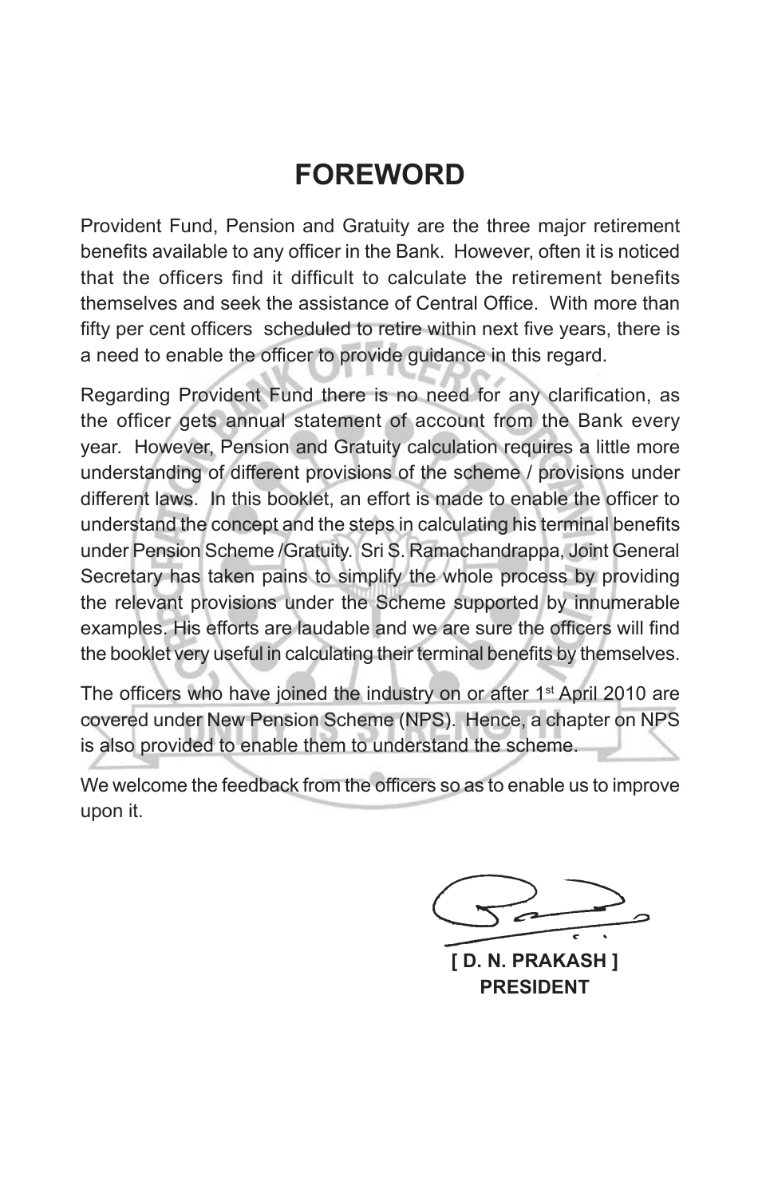# FOREWORD

Provident Fund, Pension and Gratuity are the three major retirement benefits available to any officer in the Bank. However, often it is noticed that the officers find it difficult to calculate the retirement benefits themselves and seek the assistance of Central Office. With more than fifty per cent officers scheduled to retire within next five years, there is a need to enable the officer to provide guidance in this regard.

Regarding Provident Fund there is no need for any clarification, as the officer gets annual statement of account from the Bank every year. However, Pension and Gratuity calculation requires a little more understanding of different provisions of the scheme / provisions under different laws. In this booklet, an effort is made to enable the officer to understand the concept and the steps in calculating his terminal benefits under Pension Scheme /Gratuity. Sri S. Ramachandrappa, Joint General Secretary has taken pains to simplify the whole process by providing the relevant provisions under the Scheme supported by innumerable examples. His efforts are laudable and we are sure the officers will find the booklet very useful in calculating their terminal benefits by themselves.

The officers who have joined the industry on or after 1st April 2010 are covered under New Pension Scheme (NPS). Hence, a chapter on NPS is also provided to enable them to understand the scheme.

We welcome the feedback from the officers so as to enable us to improve upon it.

**[ D. N. PRAKASH ]**
**PRESIDENT**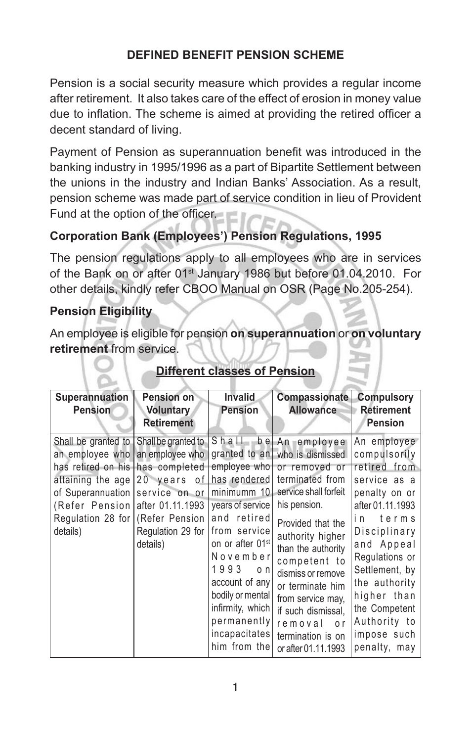## DEFINED BENEFIT PENSION SCHEME

Pension is a social security measure which provides a regular income after retirement. It also takes care of the effect of erosion in money value due to inflation. The scheme is aimed at providing the retired officer a decent standard of living.

Payment of Pension as superannuation benefit was introduced in the banking industry in 1995/1996 as a part of Bipartite Settlement between the unions in the industry and Indian Banks' Association. As a result, pension scheme was made part of service condition in lieu of Provident Fund at the option of the officer.

### Corporation Bank (Employees') Pension Regulations, 1995

The pension regulations apply to all employees who are in services of the Bank on or after 01st January 1986 but before 01.04.2010. For other details, kindly refer CBOO Manual on OSR (Page No.205-254).

### Pension Eligibility

An employee is eligible for pension **on superannuation** or **on voluntary retirement** from service.

**Different classes of Pension**

| Superannuation Pension | Pension on Voluntary Retirement | Invalid Pension | Compassionate Allowance | Compulsory Retirement Pension |
|---|---|---|---|---|
| Shall be granted to an employee who has retired on his attaining the age of Superannuation (Refer Pension Regulation 28 for details) | Shall be granted to an employee who has completed 20 years of service on or after 01.11.1993 (Refer Pension Regulation 29 for details) | Shall be granted to an employee who has rendered minimumm 10 years of service and retired from service on or after 01st November 1993 on account of any bodily or mental infirmity, which permanently incapacitates him from the | An employee who is dismissed or removed or terminated from service shall forfeit his pension.<br>Provided that the authority higher than the authority competent to dismiss or remove or terminate him from service may, if such dismissal, removal or termination is on or after 01.11.1993 | An employee compulsorily retired from service as a penalty on or after 01.11.1993 in terms Disciplinary and Appeal Regulations or Settlement, by the authority higher than the Competent Authority to impose such penalty, may |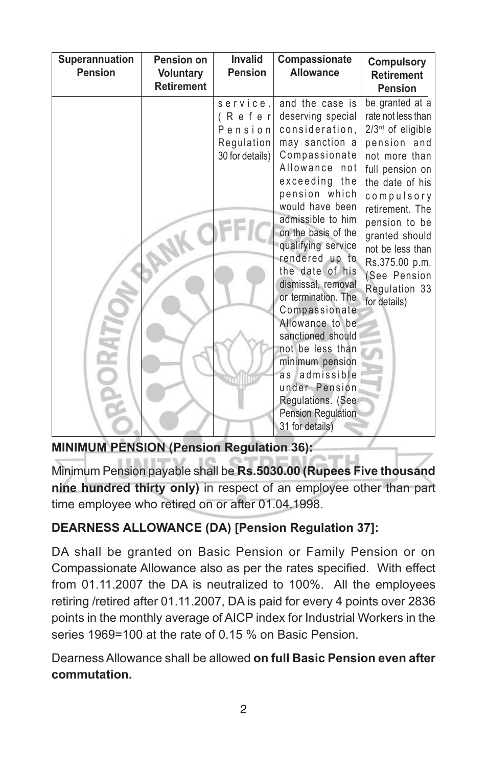| Superannuation Pension | Pension on Voluntary Retirement | Invalid Pension | Compassionate Allowance | Compulsory Retirement Pension |
|---|---|---|---|---|
| | | service. (Refer Pension Regulation 30 for details) | and the case is deserving special consideration, may sanction a Compassionate Allowance not exceeding the pension which would have been admissible to him on the basis of the qualifying service rendered up to the date of his dismissal, removal or termination. The Compassionate Allowance to be sanctioned should not be less than minimum pension as admissible under Pension Regulations. (See Pension Regulation 31 for details) | be granted at a rate not less than 2/3rd of eligible pension and not more than full pension on the date of his compulsory retirement. The pension to be granted should not be less than Rs.375.00 p.m. (See Pension Regulation 33 for details) |

**MINIMUM PENSION (Pension Regulation 36):**

Minimum Pension payable shall be **Rs.5030.00 (Rupees Five thousand nine hundred thirty only)** in respect of an employee other than part time employee who retired on or after 01.04.1998.

**DEARNESS ALLOWANCE (DA) [Pension Regulation 37]:**

DA shall be granted on Basic Pension or Family Pension or on Compassionate Allowance also as per the rates specified. With effect from 01.11.2007 the DA is neutralized to 100%. All the employees retiring /retired after 01.11.2007, DA is paid for every 4 points over 2836 points in the monthly average of AICP index for Industrial Workers in the series 1969=100 at the rate of 0.15 % on Basic Pension.

Dearness Allowance shall be allowed **on full Basic Pension even after commutation.**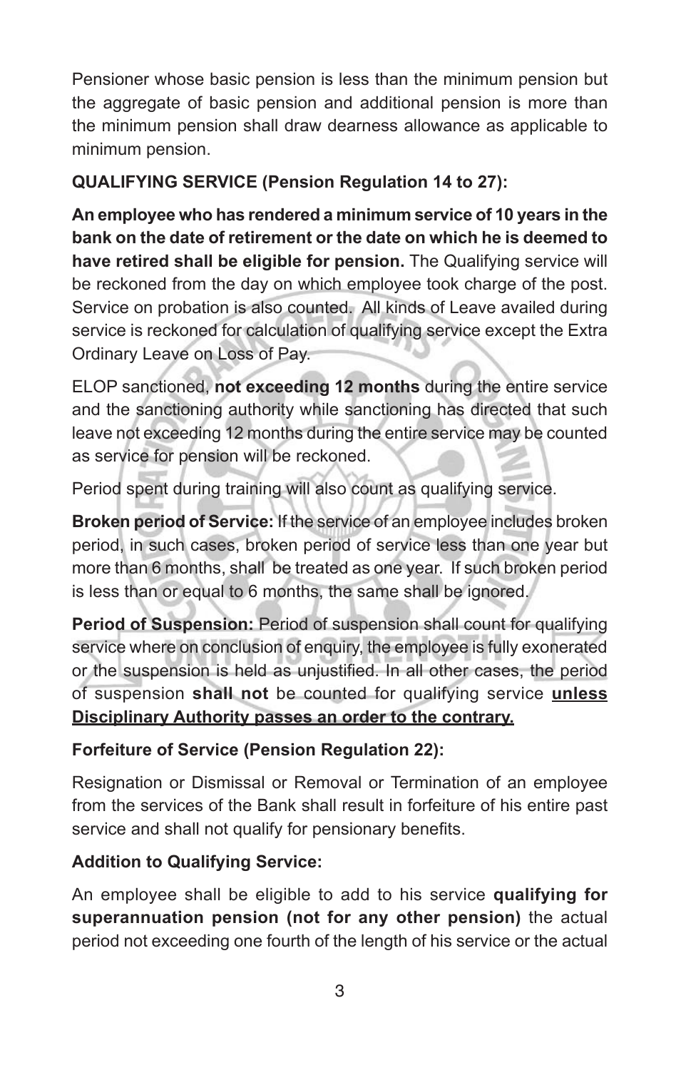Pensioner whose basic pension is less than the minimum pension but the aggregate of basic pension and additional pension is more than the minimum pension shall draw dearness allowance as applicable to minimum pension.

**QUALIFYING SERVICE (Pension Regulation 14 to 27):**

**An employee who has rendered a minimum service of 10 years in the bank on the date of retirement or the date on which he is deemed to have retired shall be eligible for pension.** The Qualifying service will be reckoned from the day on which employee took charge of the post. Service on probation is also counted. All kinds of Leave availed during service is reckoned for calculation of qualifying service except the Extra Ordinary Leave on Loss of Pay.

ELOP sanctioned, **not exceeding 12 months** during the entire service and the sanctioning authority while sanctioning has directed that such leave not exceeding 12 months during the entire service may be counted as service for pension will be reckoned.

Period spent during training will also count as qualifying service.

**Broken period of Service:** If the service of an employee includes broken period, in such cases, broken period of service less than one year but more than 6 months, shall be treated as one year. If such broken period is less than or equal to 6 months, the same shall be ignored.

**Period of Suspension:** Period of suspension shall count for qualifying service where on conclusion of enquiry, the employee is fully exonerated or the suspension is held as unjustified. In all other cases, the period of suspension **shall not** be counted for qualifying service **unless Disciplinary Authority passes an order to the contrary.**

**Forfeiture of Service (Pension Regulation 22):**

Resignation or Dismissal or Removal or Termination of an employee from the services of the Bank shall result in forfeiture of his entire past service and shall not qualify for pensionary benefits.

**Addition to Qualifying Service:**

An employee shall be eligible to add to his service **qualifying for superannuation pension (not for any other pension)** the actual period not exceeding one fourth of the length of his service or the actual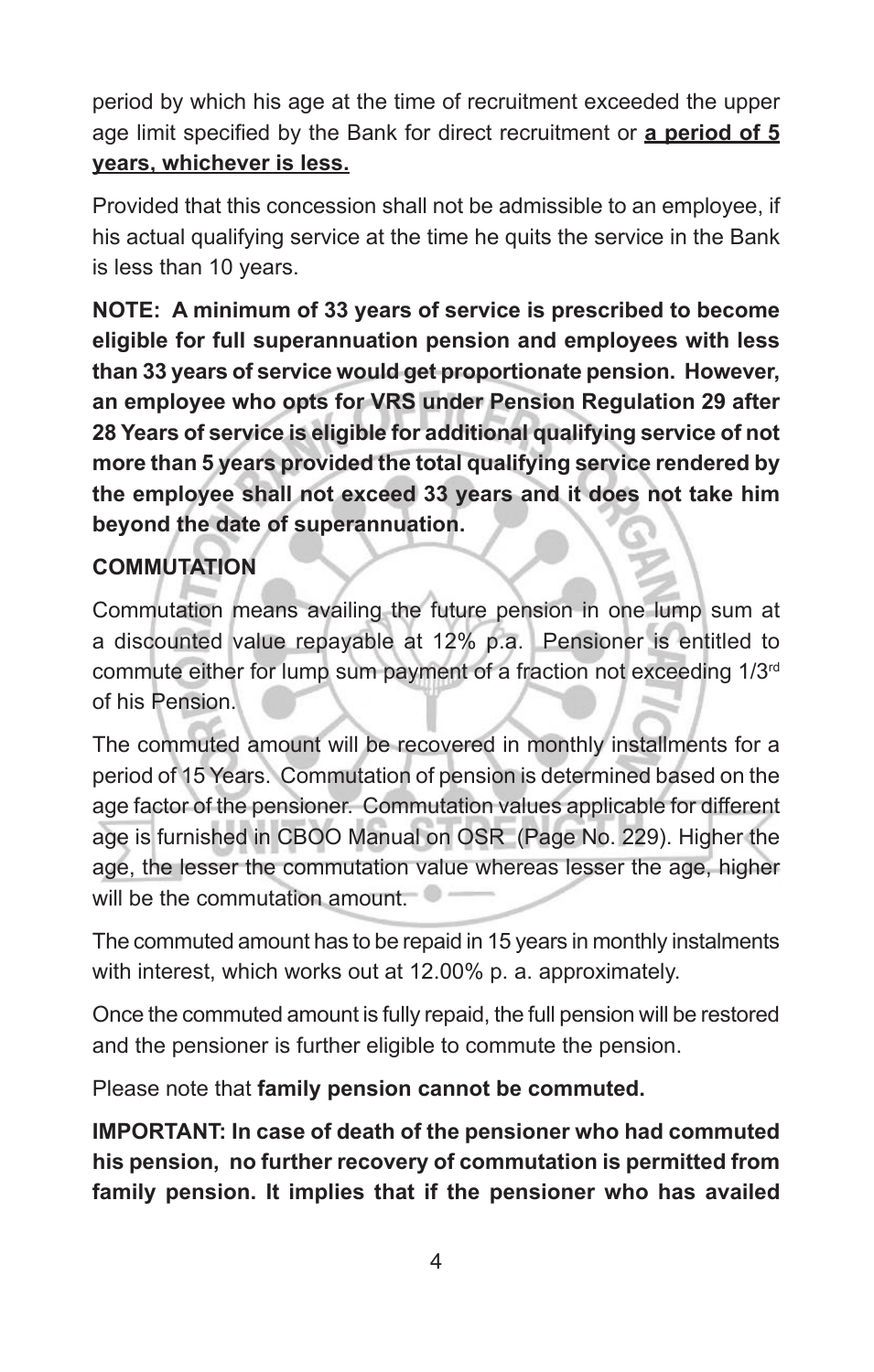period by which his age at the time of recruitment exceeded the upper age limit specified by the Bank for direct recruitment or **a period of 5 years, whichever is less.**

Provided that this concession shall not be admissible to an employee, if his actual qualifying service at the time he quits the service in the Bank is less than 10 years.

**NOTE: A minimum of 33 years of service is prescribed to become eligible for full superannuation pension and employees with less than 33 years of service would get proportionate pension. However, an employee who opts for VRS under Pension Regulation 29 after 28 Years of service is eligible for additional qualifying service of not more than 5 years provided the total qualifying service rendered by the employee shall not exceed 33 years and it does not take him beyond the date of superannuation.**

**COMMUTATION**

Commutation means availing the future pension in one lump sum at a discounted value repayable at 12% p.a. Pensioner is entitled to commute either for lump sum payment of a fraction not exceeding 1/3rd of his Pension.

The commuted amount will be recovered in monthly installments for a period of 15 Years. Commutation of pension is determined based on the age factor of the pensioner. Commutation values applicable for different age is furnished in CBOO Manual on OSR (Page No. 229). Higher the age, the lesser the commutation value whereas lesser the age, higher will be the commutation amount.

The commuted amount has to be repaid in 15 years in monthly instalments with interest, which works out at 12.00% p. a. approximately.

Once the commuted amount is fully repaid, the full pension will be restored and the pensioner is further eligible to commute the pension.

Please note that **family pension cannot be commuted.**

**IMPORTANT: In case of death of the pensioner who had commuted his pension, no further recovery of commutation is permitted from family pension. It implies that if the pensioner who has availed**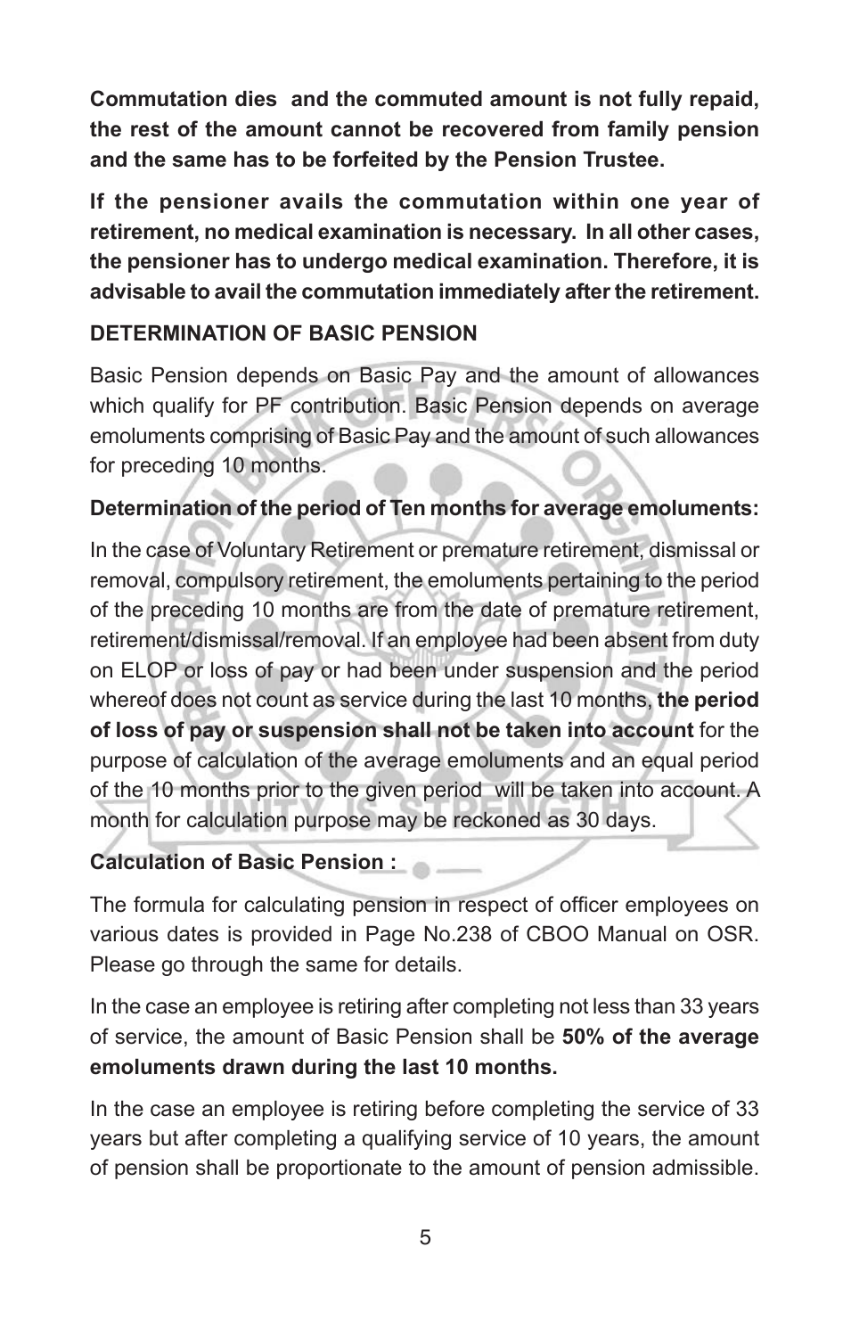**Commutation dies and the commuted amount is not fully repaid, the rest of the amount cannot be recovered from family pension and the same has to be forfeited by the Pension Trustee.**

**If the pensioner avails the commutation within one year of retirement, no medical examination is necessary. In all other cases, the pensioner has to undergo medical examination. Therefore, it is advisable to avail the commutation immediately after the retirement.**

## DETERMINATION OF BASIC PENSION

Basic Pension depends on Basic Pay and the amount of allowances which qualify for PF contribution. Basic Pension depends on average emoluments comprising of Basic Pay and the amount of such allowances for preceding 10 months.

### Determination of the period of Ten months for average emoluments:

In the case of Voluntary Retirement or premature retirement, dismissal or removal, compulsory retirement, the emoluments pertaining to the period of the preceding 10 months are from the date of premature retirement, retirement/dismissal/removal. If an employee had been absent from duty on ELOP or loss of pay or had been under suspension and the period whereof does not count as service during the last 10 months, **the period of loss of pay or suspension shall not be taken into account** for the purpose of calculation of the average emoluments and an equal period of the 10 months prior to the given period will be taken into account. A month for calculation purpose may be reckoned as 30 days.

### Calculation of Basic Pension :

The formula for calculating pension in respect of officer employees on various dates is provided in Page No.238 of CBOO Manual on OSR. Please go through the same for details.

In the case an employee is retiring after completing not less than 33 years of service, the amount of Basic Pension shall be **50% of the average emoluments drawn during the last 10 months.**

In the case an employee is retiring before completing the service of 33 years but after completing a qualifying service of 10 years, the amount of pension shall be proportionate to the amount of pension admissible.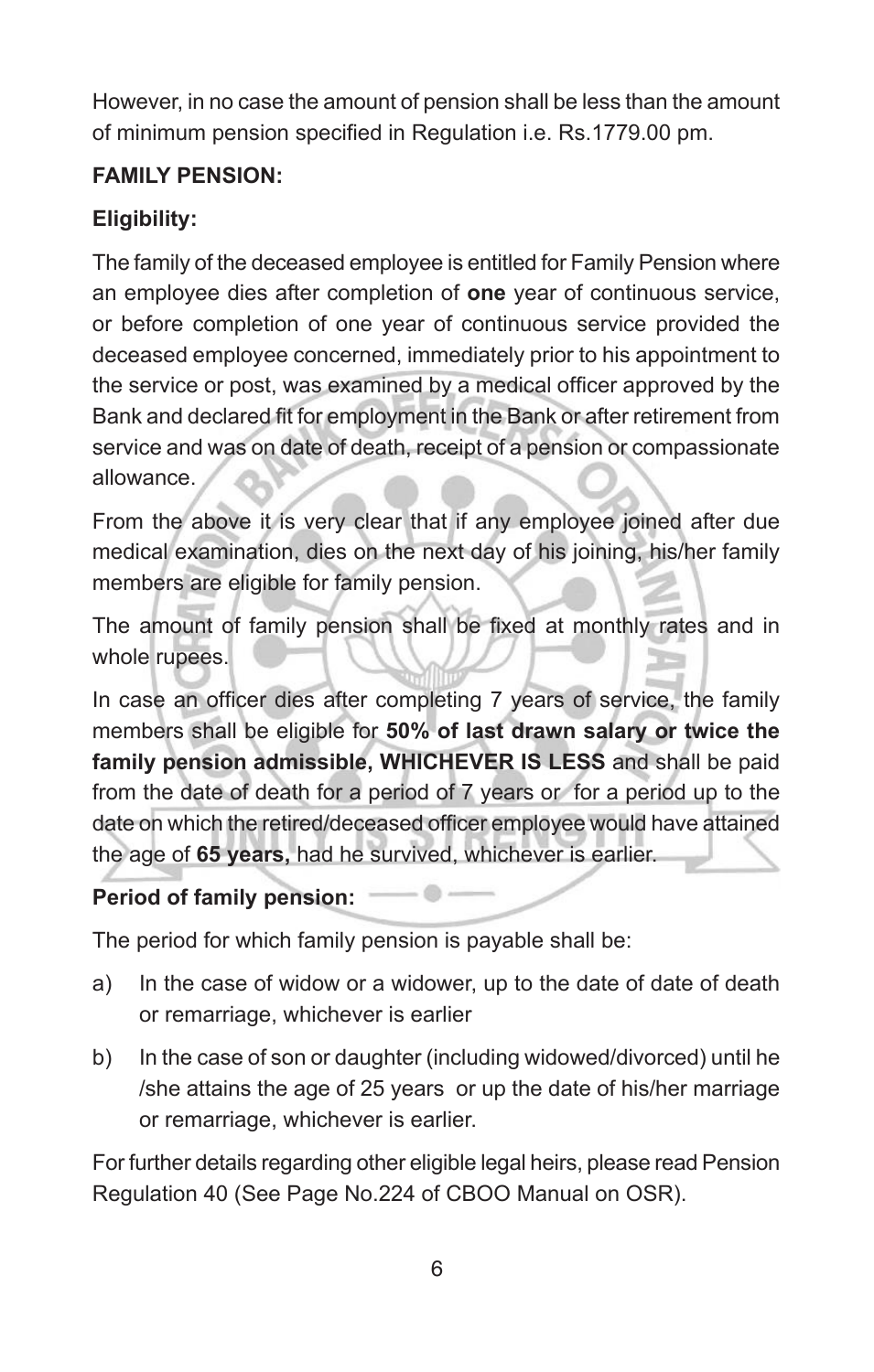However, in no case the amount of pension shall be less than the amount of minimum pension specified in Regulation i.e. Rs.1779.00 pm.

**FAMILY PENSION:**

**Eligibility:**

The family of the deceased employee is entitled for Family Pension where an employee dies after completion of **one** year of continuous service, or before completion of one year of continuous service provided the deceased employee concerned, immediately prior to his appointment to the service or post, was examined by a medical officer approved by the Bank and declared fit for employment in the Bank or after retirement from service and was on date of death, receipt of a pension or compassionate allowance.

From the above it is very clear that if any employee joined after due medical examination, dies on the next day of his joining, his/her family members are eligible for family pension.

The amount of family pension shall be fixed at monthly rates and in whole rupees.

In case an officer dies after completing 7 years of service, the family members shall be eligible for **50% of last drawn salary or twice the family pension admissible, WHICHEVER IS LESS** and shall be paid from the date of death for a period of 7 years or for a period up to the date on which the retired/deceased officer employee would have attained the age of **65 years,** had he survived, whichever is earlier.

**Period of family pension:**

The period for which family pension is payable shall be:

a) In the case of widow or a widower, up to the date of date of death or remarriage, whichever is earlier

b) In the case of son or daughter (including widowed/divorced) until he /she attains the age of 25 years or up the date of his/her marriage or remarriage, whichever is earlier.

For further details regarding other eligible legal heirs, please read Pension Regulation 40 (See Page No.224 of CBOO Manual on OSR).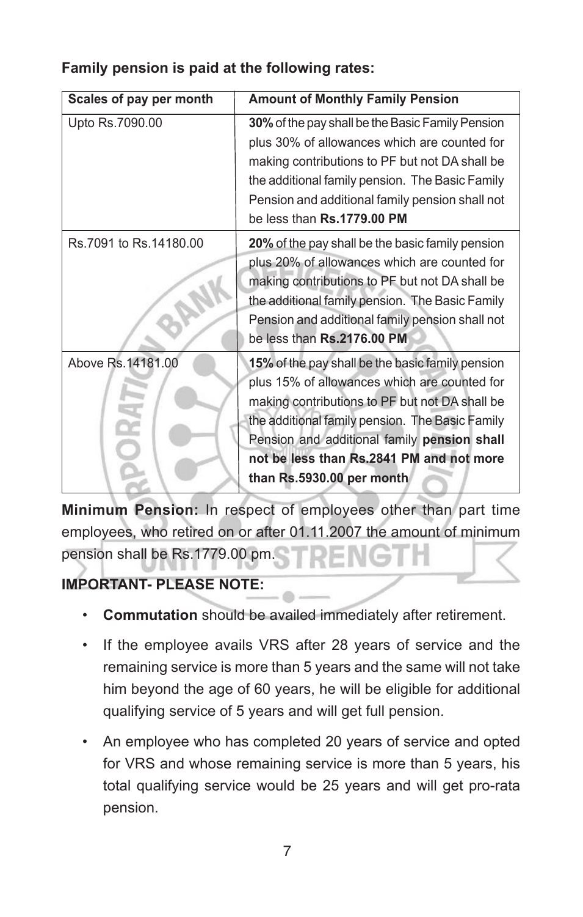**Family pension is paid at the following rates:**

| Scales of pay per month | Amount of Monthly Family Pension |
|---|---|
| Upto Rs.7090.00 | **30%** of the pay shall be the Basic Family Pension plus 30% of allowances which are counted for making contributions to PF but not DA shall be the additional family pension. The Basic Family Pension and additional family pension shall not be less than **Rs.1779.00 PM** |
| Rs.7091 to Rs.14180.00 | **20%** of the pay shall be the basic family pension plus 20% of allowances which are counted for making contributions to PF but not DA shall be the additional family pension. The Basic Family Pension and additional family pension shall not be less than **Rs.2176.00 PM** |
| Above Rs.14181.00 | **15%** of the pay shall be the basic family pension plus 15% of allowances which are counted for making contributions to PF but not DA shall be the additional family pension. The Basic Family Pension and additional family **pension shall not be less than Rs.2841 PM and not more than Rs.5930.00 per month** |

**Minimum Pension:** In respect of employees other than part time employees, who retired on or after 01.11.2007 the amount of minimum pension shall be Rs.1779.00 pm.

**IMPORTANT- PLEASE NOTE:**

- **Commutation** should be availed immediately after retirement.
- If the employee avails VRS after 28 years of service and the remaining service is more than 5 years and the same will not take him beyond the age of 60 years, he will be eligible for additional qualifying service of 5 years and will get full pension.
- An employee who has completed 20 years of service and opted for VRS and whose remaining service is more than 5 years, his total qualifying service would be 25 years and will get pro-rata pension.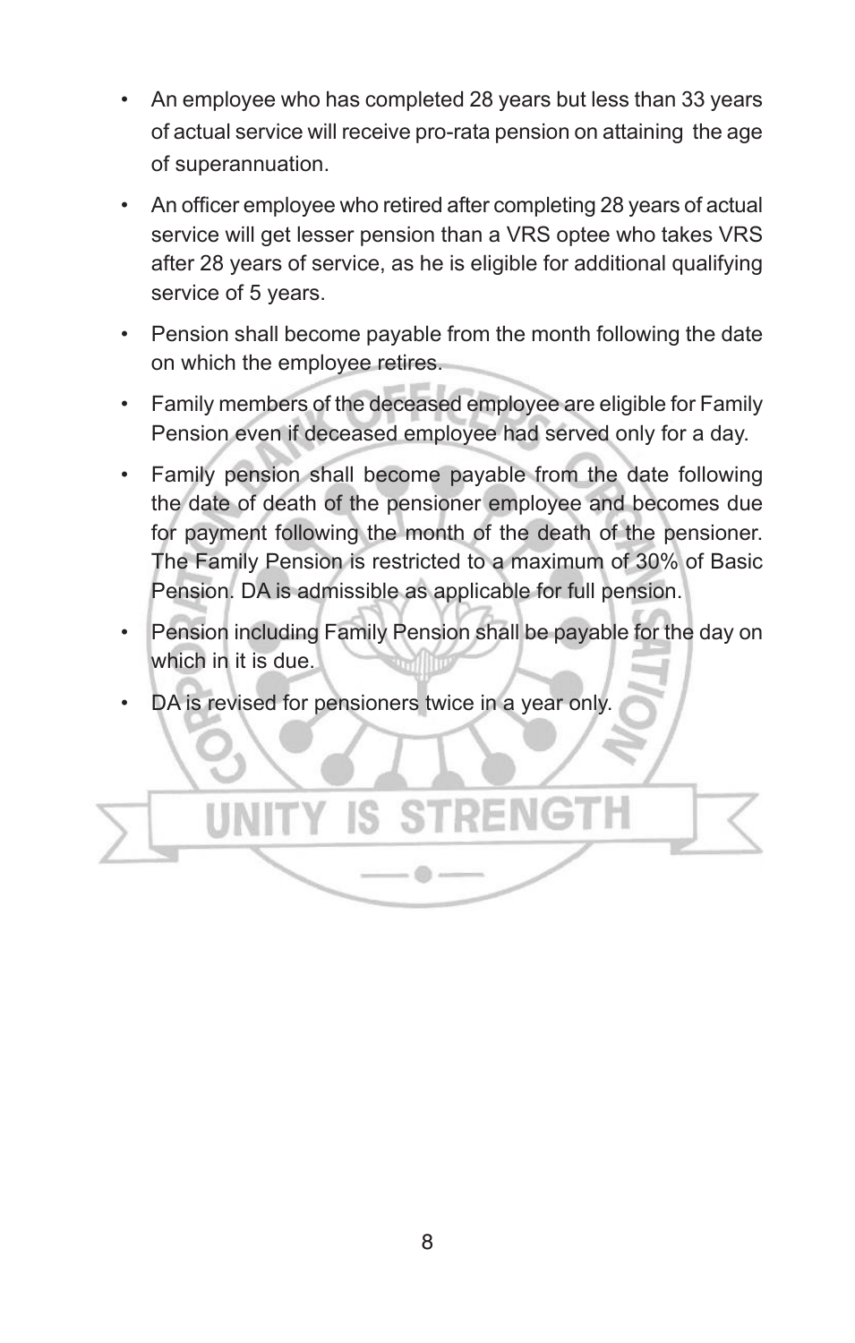- An employee who has completed 28 years but less than 33 years of actual service will receive pro-rata pension on attaining the age of superannuation.
- An officer employee who retired after completing 28 years of actual service will get lesser pension than a VRS optee who takes VRS after 28 years of service, as he is eligible for additional qualifying service of 5 years.
- Pension shall become payable from the month following the date on which the employee retires.
- Family members of the deceased employee are eligible for Family Pension even if deceased employee had served only for a day.
- Family pension shall become payable from the date following the date of death of the pensioner employee and becomes due for payment following the month of the death of the pensioner. The Family Pension is restricted to a maximum of 30% of Basic Pension. DA is admissible as applicable for full pension.
- Pension including Family Pension shall be payable for the day on which in it is due.
- DA is revised for pensioners twice in a year only.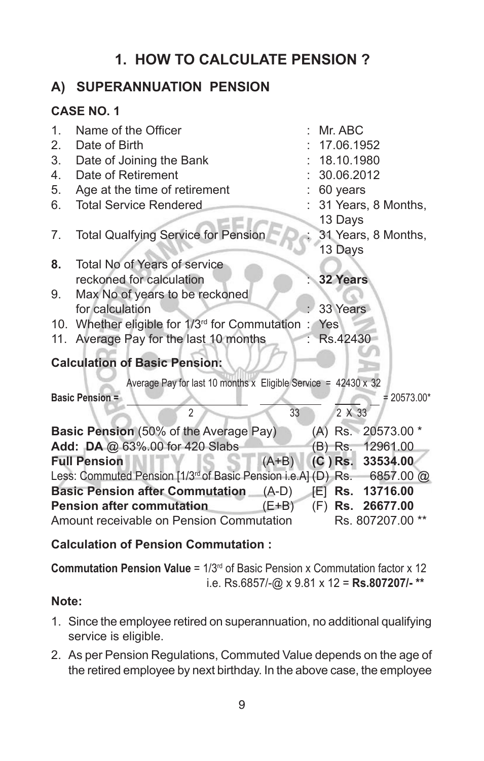# 1. HOW TO CALCULATE PENSION ?

## A) SUPERANNUATION PENSION

### CASE NO. 1

1. Name of the Officer : Mr. ABC
2. Date of Birth : 17.06.1952
3. Date of Joining the Bank : 18.10.1980
4. Date of Retirement : 30.06.2012
5. Age at the time of retirement : 60 years
6. Total Service Rendered : 31 Years, 8 Months, 13 Days
7. Total Qualfying Service for Pension : 31 Years, 8 Months, 13 Days
8. **Total No of Years of service reckoned for calculation** : **32 Years**
9. Max No of years to be reckoned for calculation : 33 Years
10. Whether eligible for 1/3rd for Commutation : Yes
11. Average Pay for the last 10 months : Rs.42430

**Calculation of Basic Pension:**

$$\textbf{Basic Pension} = \frac{\text{Average Pay for last 10 months}}{2} \times \frac{\text{Eligible Service}}{33} = \frac{42430 \times 32}{2 \times 33} = 20573.00^{*}$$

| | | | |
|---|---|---|---|
| **Basic Pension** (50% of the Average Pay) | | (A) | Rs. 20573.00 * |
| **Add: DA** @ 63%.00 for 420 Slabs | | (B) | Rs. 12961.00 |
| **Full Pension** | (A+B) | **(C )** | **Rs. 33534.00** |
| Less: Commuted Pension [1/3rd of Basic Pension i.e.A] | | (D) | Rs. 6857.00 @ |
| **Basic Pension after Commutation** | (A-D) | [E] | **Rs. 13716.00** |
| **Pension after commutation** | (E+B) | (F) | **Rs. 26677.00** |
| Amount receivable on Pension Commutation | | | Rs. 807207.00 ** |

**Calculation of Pension Commutation :**

**Commutation Pension Value** = 1/3rd of Basic Pension x Commutation factor x 12
i.e. Rs.6857/-@ x 9.81 x 12 = **Rs.807207/- \*\***

**Note:**

1. Since the employee retired on superannuation, no additional qualifying service is eligible.
2. As per Pension Regulations, Commuted Value depends on the age of the retired employee by next birthday. In the above case, the employee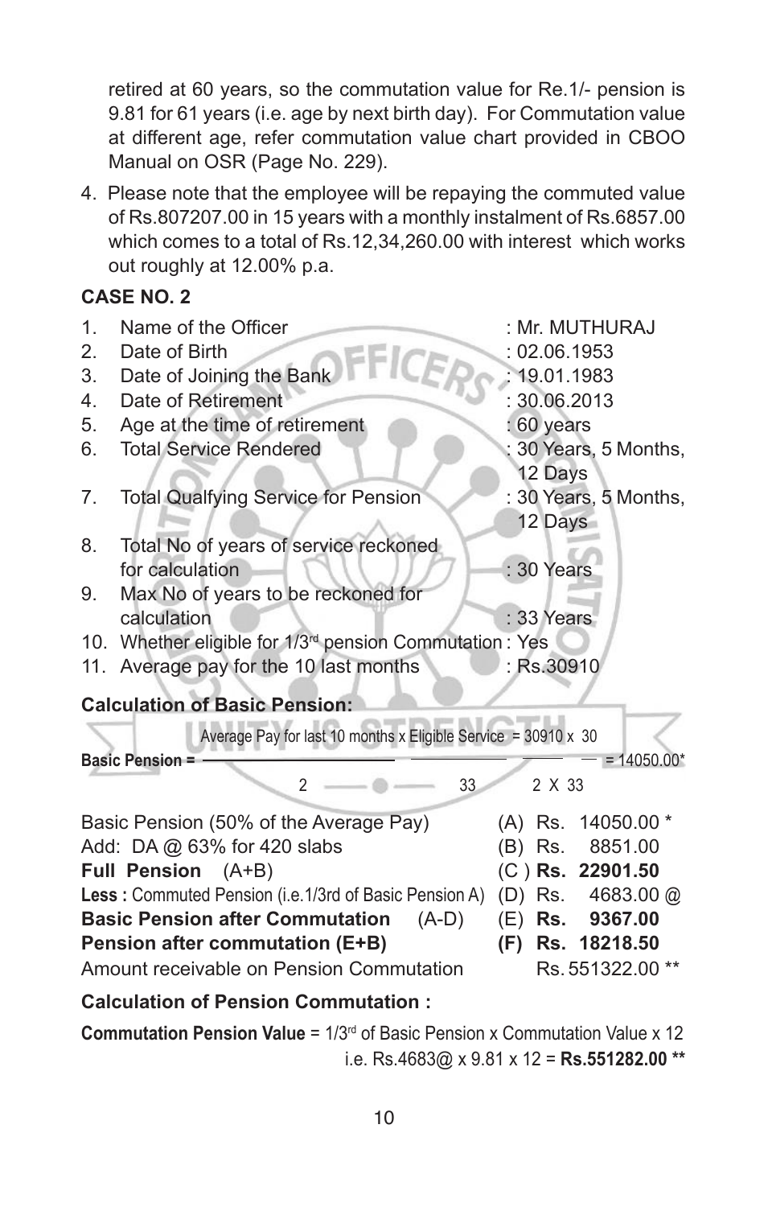retired at 60 years, so the commutation value for Re.1/- pension is 9.81 for 61 years (i.e. age by next birth day). For Commutation value at different age, refer commutation value chart provided in CBOO Manual on OSR (Page No. 229).

4. Please note that the employee will be repaying the commuted value of Rs.807207.00 in 15 years with a monthly instalment of Rs.6857.00 which comes to a total of Rs.12,34,260.00 with interest which works out roughly at 12.00% p.a.

**CASE NO. 2**

1. Name of the Officer : Mr. MUTHURAJ
2. Date of Birth : 02.06.1953
3. Date of Joining the Bank : 19.01.1983
4. Date of Retirement : 30.06.2013
5. Age at the time of retirement : 60 years
6. Total Service Rendered : 30 Years, 5 Months, 12 Days
7. Total Qualfying Service for Pension : 30 Years, 5 Months, 12 Days
8. Total No of years of service reckoned for calculation : 30 Years
9. Max No of years to be reckoned for calculation : 33 Years
10. Whether eligible for 1/3rd pension Commutation : Yes
11. Average pay for the 10 last months : Rs.30910

**Calculation of Basic Pension:**

$$\text{Basic Pension} = \frac{\text{Average Pay for last 10 months}}{2} \times \frac{\text{Eligible Service}}{33} = \frac{30910 \times 30}{2 \times 33} = 14050.00^{*}$$

| | | |
|---|---|---|
| Basic Pension (50% of the Average Pay) | (A) | Rs. 14050.00 * |
| Add: DA @ 63% for 420 slabs | (B) | Rs. 8851.00 |
| **Full Pension** (A+B) | (C) | **Rs. 22901.50** |
| **Less :** Commuted Pension (i.e.1/3rd of Basic Pension A) | (D) | Rs. 4683.00 @ |
| **Basic Pension after Commutation** (A-D) | (E) | **Rs. 9367.00** |
| **Pension after commutation (E+B)** | **(F)** | **Rs. 18218.50** |
| Amount receivable on Pension Commutation | | Rs. 551322.00 ** |

**Calculation of Pension Commutation :**

**Commutation Pension Value** = 1/3rd of Basic Pension x Commutation Value x 12
i.e. Rs.4683@ x 9.81 x 12 = **Rs.551282.00 ****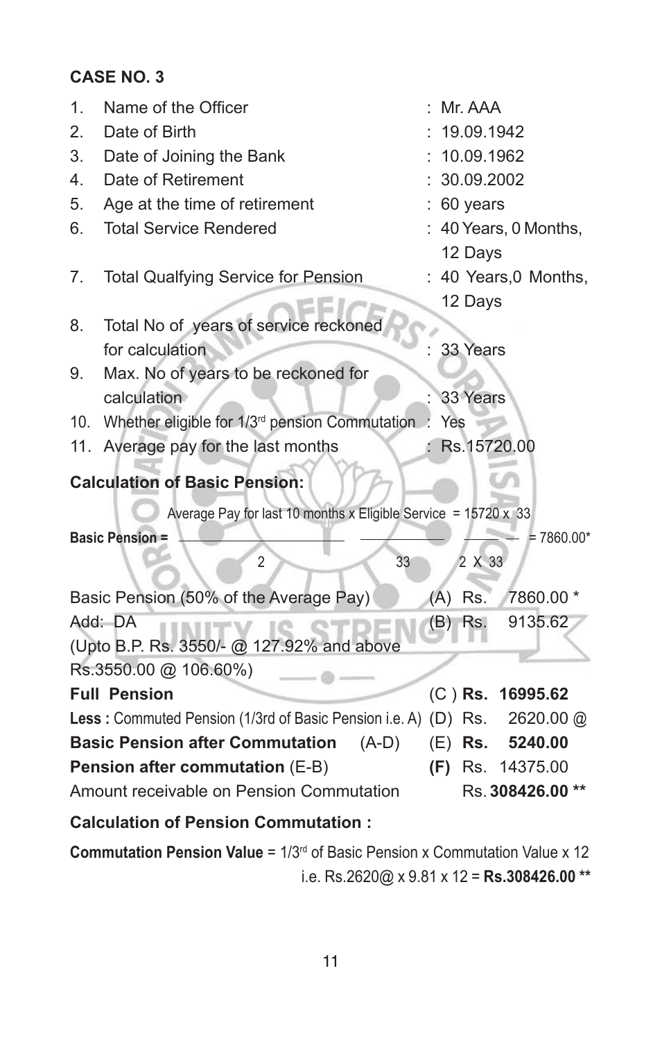**CASE NO. 3**

| | | |
|---|---|---|
| 1. | Name of the Officer | : Mr. AAA |
| 2. | Date of Birth | : 19.09.1942 |
| 3. | Date of Joining the Bank | : 10.09.1962 |
| 4. | Date of Retirement | : 30.09.2002 |
| 5. | Age at the time of retirement | : 60 years |
| 6. | Total Service Rendered | : 40 Years, 0 Months, 12 Days |
| 7. | Total Qualfying Service for Pension | : 40 Years,0 Months, 12 Days |
| 8. | Total No of years of service reckoned for calculation | : 33 Years |
| 9. | Max. No of years to be reckoned for calculation | : 33 Years |
| 10. | Whether eligible for 1/3rd pension Commutation | : Yes |
| 11. | Average pay for the last months | : Rs.15720.00 |

**Calculation of Basic Pension:**

$$\text{Basic Pension} = \frac{\text{Average Pay for last 10 months}}{2} \times \frac{\text{Eligible Service}}{33} = \frac{15720 \times 33}{2 \times 33} = 7860.00^{*}$$

| | | |
|---|---|---|
| Basic Pension (50% of the Average Pay) | (A) Rs. | 7860.00 * |
| Add: DA (Upto B.P. Rs. 3550/- @ 127.92% and above Rs.3550.00 @ 106.60%) | (B) Rs. | 9135.62 |
| **Full Pension** | (C ) **Rs.** | **16995.62** |
| **Less :** Commuted Pension (1/3rd of Basic Pension i.e. A) | (D) Rs. | 2620.00 @ |
| **Basic Pension after Commutation** (A-D) | (E) **Rs.** | **5240.00** |
| **Pension after commutation** (E-B) | **(F)** Rs. | 14375.00 |
| Amount receivable on Pension Commutation | Rs. | **308426.00 \*\*** |

**Calculation of Pension Commutation :**

**Commutation Pension Value** = 1/3rd of Basic Pension x Commutation Value x 12

i.e. Rs.2620@ x 9.81 x 12 = **Rs.308426.00 \*\***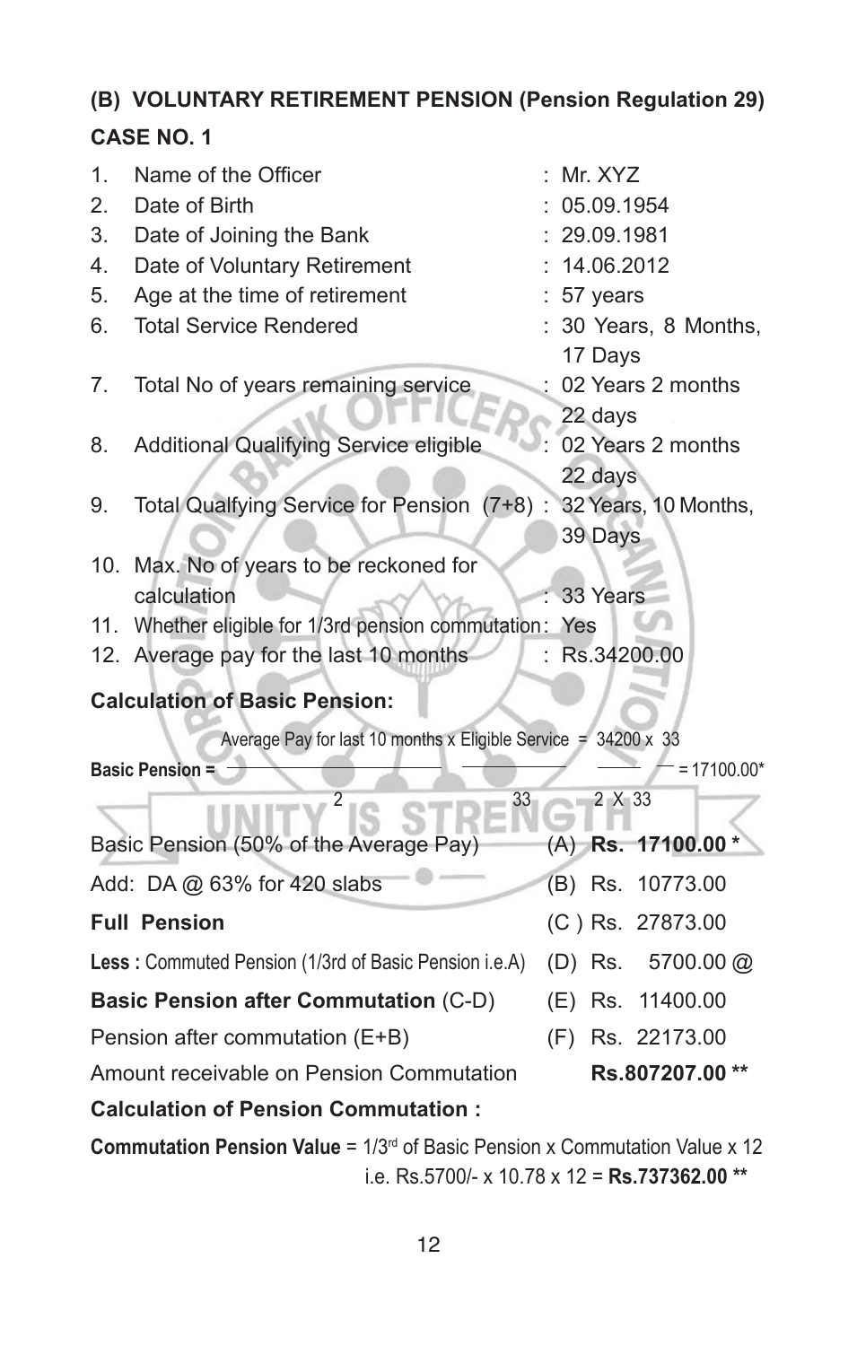## (B) VOLUNTARY RETIREMENT PENSION (Pension Regulation 29)

### CASE NO. 1

| | | |
|---|---|---|
| 1. | Name of the Officer | : Mr. XYZ |
| 2. | Date of Birth | : 05.09.1954 |
| 3. | Date of Joining the Bank | : 29.09.1981 |
| 4. | Date of Voluntary Retirement | : 14.06.2012 |
| 5. | Age at the time of retirement | : 57 years |
| 6. | Total Service Rendered | : 30 Years, 8 Months, 17 Days |
| 7. | Total No of years remaining service | : 02 Years 2 months 22 days |
| 8. | Additional Qualifying Service eligible | : 02 Years 2 months 22 days |
| 9. | Total Qualfying Service for Pension (7+8) | : 32 Years, 10 Months, 39 Days |
| 10. | Max. No of years to be reckoned for calculation | : 33 Years |
| 11. | Whether eligible for 1/3rd pension commutation | : Yes |
| 12. | Average pay for the last 10 months | : Rs.34200.00 |

**Calculation of Basic Pension:**

$$\text{Basic Pension} = \frac{\text{Average Pay for last 10 months x Eligible Service}}{2 \qquad\qquad 33} = \frac{34200 \times 33}{2 \times 33} = 17100.00^{*}$$

| | | |
|---|---|---|
| Basic Pension (50% of the Average Pay) | (A) | **Rs. 17100.00 *** |
| Add: DA @ 63% for 420 slabs | (B) | Rs. 10773.00 |
| **Full Pension** | (C) | Rs. 27873.00 |
| **Less :** Commuted Pension (1/3rd of Basic Pension i.e.A) | (D) | Rs. 5700.00 @ |
| **Basic Pension after Commutation** (C-D) | (E) | Rs. 11400.00 |
| Pension after commutation (E+B) | (F) | Rs. 22173.00 |
| Amount receivable on Pension Commutation | | **Rs.807207.00 **** |

**Calculation of Pension Commutation :**

**Commutation Pension Value** = 1/3rd of Basic Pension x Commutation Value x 12
i.e. Rs.5700/- x 10.78 x 12 = **Rs.737362.00 ****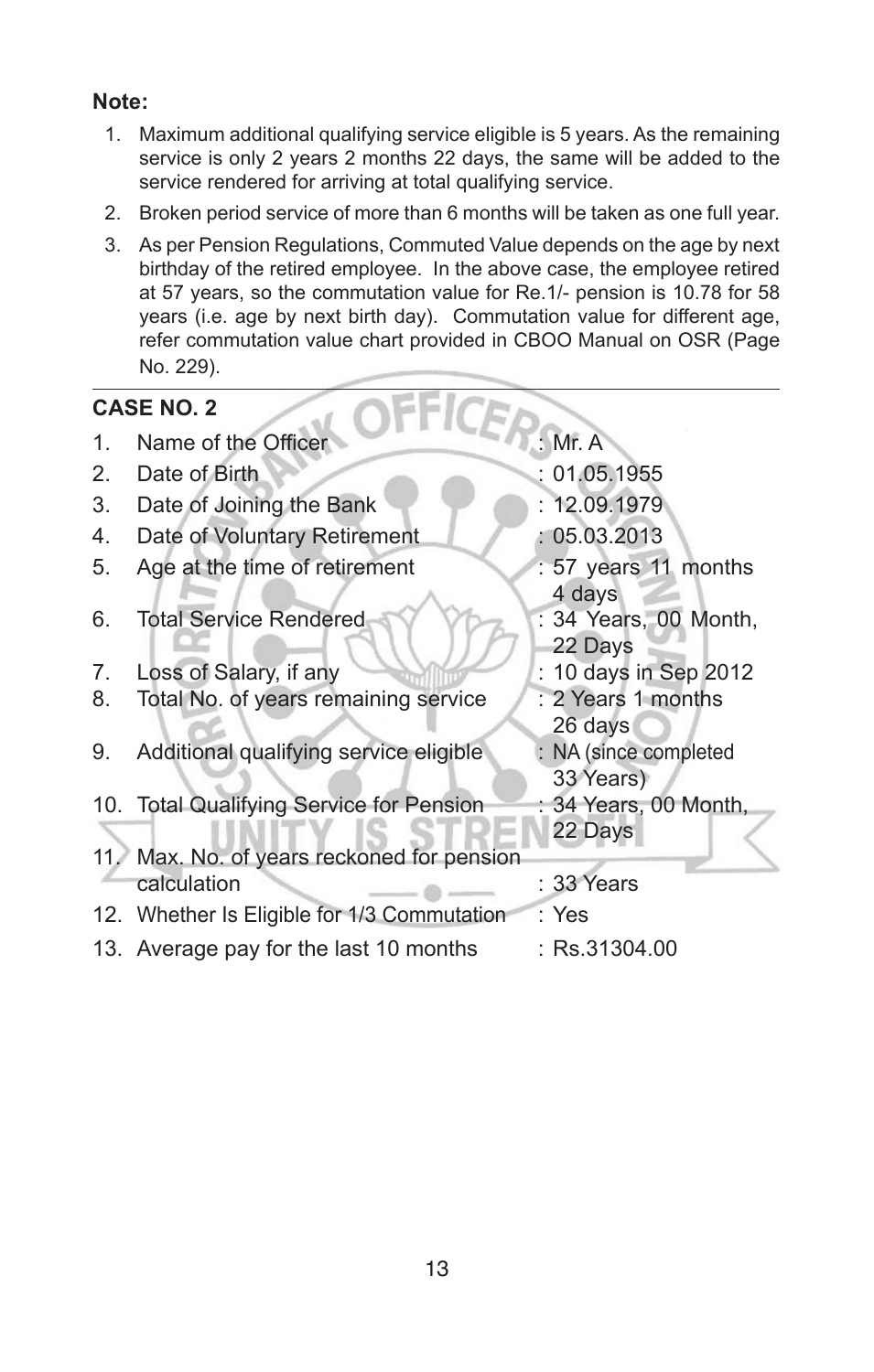**Note:**

1. Maximum additional qualifying service eligible is 5 years. As the remaining service is only 2 years 2 months 22 days, the same will be added to the service rendered for arriving at total qualifying service.
2. Broken period service of more than 6 months will be taken as one full year.
3. As per Pension Regulations, Commuted Value depends on the age by next birthday of the retired employee. In the above case, the employee retired at 57 years, so the commutation value for Re.1/- pension is 10.78 for 58 years (i.e. age by next birth day). Commutation value for different age, refer commutation value chart provided in CBOO Manual on OSR (Page No. 229).

## CASE NO. 2

| | | |
|---|---|---|
| 1. | Name of the Officer | : Mr. A |
| 2. | Date of Birth | : 01.05.1955 |
| 3. | Date of Joining the Bank | : 12.09.1979 |
| 4. | Date of Voluntary Retirement | : 05.03.2013 |
| 5. | Age at the time of retirement | : 57 years 11 months 4 days |
| 6. | Total Service Rendered | : 34 Years, 00 Month, 22 Days |
| 7. | Loss of Salary, if any | : 10 days in Sep 2012 |
| 8. | Total No. of years remaining service | : 2 Years 1 months 26 days |
| 9. | Additional qualifying service eligible | : NA (since completed 33 Years) |
| 10. | Total Qualifying Service for Pension | : 34 Years, 00 Month, 22 Days |
| 11. | Max. No. of years reckoned for pension calculation | : 33 Years |
| 12. | Whether Is Eligible for 1/3 Commutation | : Yes |
| 13. | Average pay for the last 10 months | : Rs.31304.00 |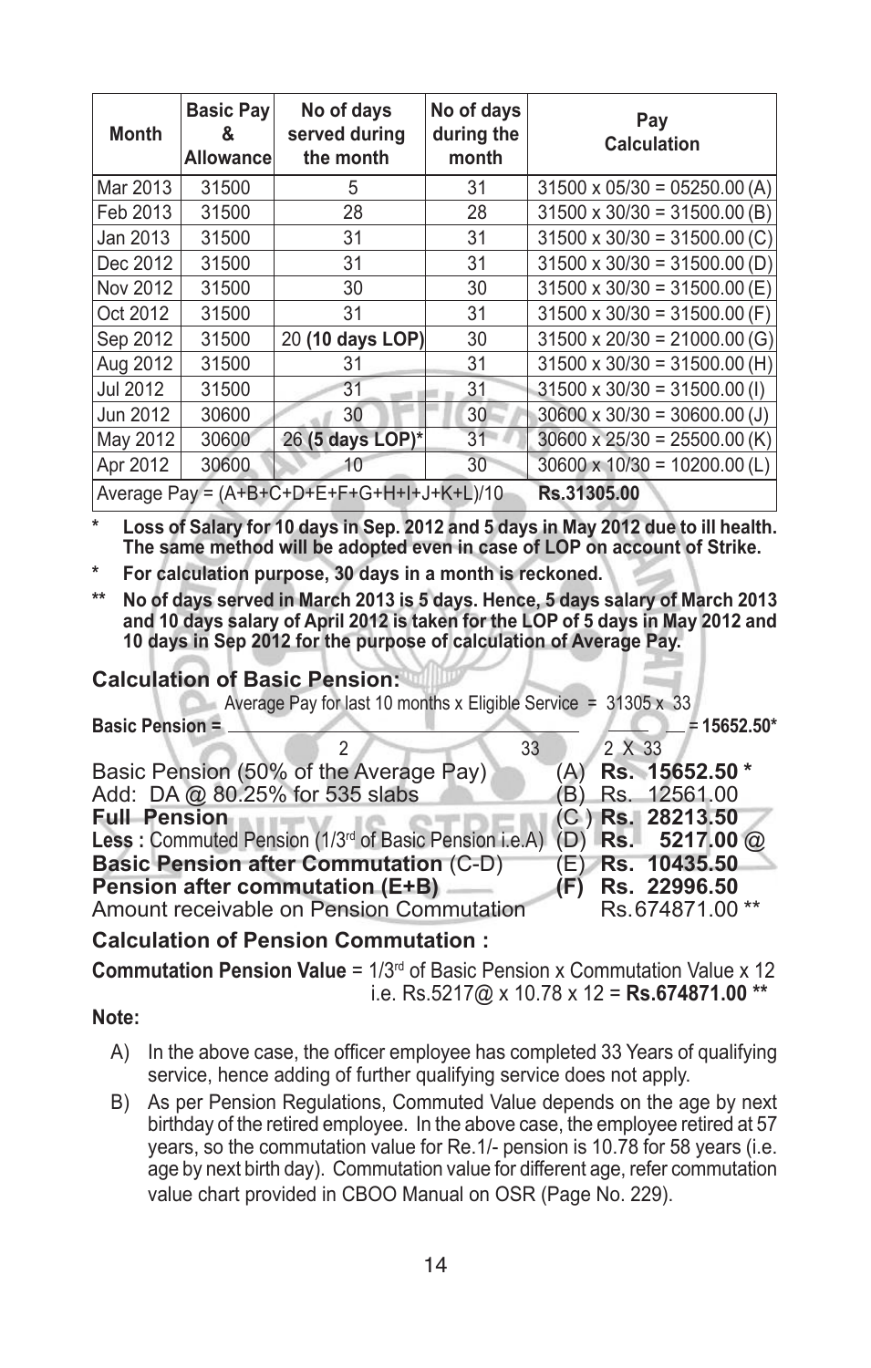| Month | Basic Pay & Allowance | No of days served during the month | No of days during the month | Pay Calculation |
|---|---|---|---|---|
| Mar 2013 | 31500 | 5 | 31 | 31500 x 05/30 = 05250.00 (A) |
| Feb 2013 | 31500 | 28 | 28 | 31500 x 30/30 = 31500.00 (B) |
| Jan 2013 | 31500 | 31 | 31 | 31500 x 30/30 = 31500.00 (C) |
| Dec 2012 | 31500 | 31 | 31 | 31500 x 30/30 = 31500.00 (D) |
| Nov 2012 | 31500 | 30 | 30 | 31500 x 30/30 = 31500.00 (E) |
| Oct 2012 | 31500 | 31 | 31 | 31500 x 30/30 = 31500.00 (F) |
| Sep 2012 | 31500 | 20 **(10 days LOP)** | 30 | 31500 x 20/30 = 21000.00 (G) |
| Aug 2012 | 31500 | 31 | 31 | 31500 x 30/30 = 31500.00 (H) |
| Jul 2012 | 31500 | 31 | 31 | 31500 x 30/30 = 31500.00 (I) |
| Jun 2012 | 30600 | 30 | 30 | 30600 x 30/30 = 30600.00 (J) |
| May 2012 | 30600 | 26 **(5 days LOP)*** | 31 | 30600 x 25/30 = 25500.00 (K) |
| Apr 2012 | 30600 | 10 | 30 | 30600 x 10/30 = 10200.00 (L) |
| Average Pay = (A+B+C+D+E+F+G+H+I+J+K+L)/10 | | | | **Rs.31305.00** |

- \* **Loss of Salary for 10 days in Sep. 2012 and 5 days in May 2012 due to ill health. The same method will be adopted even in case of LOP on account of Strike.**
- \* **For calculation purpose, 30 days in a month is reckoned.**
- \*\* **No of days served in March 2013 is 5 days. Hence, 5 days salary of March 2013 and 10 days salary of April 2012 is taken for the LOP of 5 days in May 2012 and 10 days in Sep 2012 for the purpose of calculation of Average Pay.**

### Calculation of Basic Pension:

$$\textbf{Basic Pension} = \frac{\text{Average Pay for last 10 months x Eligible Service}}{2 \qquad\qquad 33} = \frac{31305 \times 33}{2 \times 33} = \textbf{15652.50*}$$

| | | |
|---|---|---|
| Basic Pension (50% of the Average Pay) | (A) | **Rs. 15652.50 \*** |
| Add: DA @ 80.25% for 535 slabs | (B) | Rs. 12561.00 |
| **Full Pension** | (C) | **Rs. 28213.50** |
| **Less :** Commuted Pension (1/3rd of Basic Pension i.e.A) | (D) | **Rs. 5217.00 @** |
| **Basic Pension after Commutation** (C-D) | (E) | **Rs. 10435.50** |
| **Pension after commutation (E+B)** | **(F)** | **Rs. 22996.50** |
| Amount receivable on Pension Commutation | | Rs.674871.00 \*\* |

### Calculation of Pension Commutation :

**Commutation Pension Value** = 1/3rd of Basic Pension x Commutation Value x 12 i.e. Rs.5217@ x 10.78 x 12 = **Rs.674871.00 \*\***

**Note:**

A) In the above case, the officer employee has completed 33 Years of qualifying service, hence adding of further qualifying service does not apply.

B) As per Pension Regulations, Commuted Value depends on the age by next birthday of the retired employee. In the above case, the employee retired at 57 years, so the commutation value for Re.1/- pension is 10.78 for 58 years (i.e. age by next birth day). Commutation value for different age, refer commutation value chart provided in CBOO Manual on OSR (Page No. 229).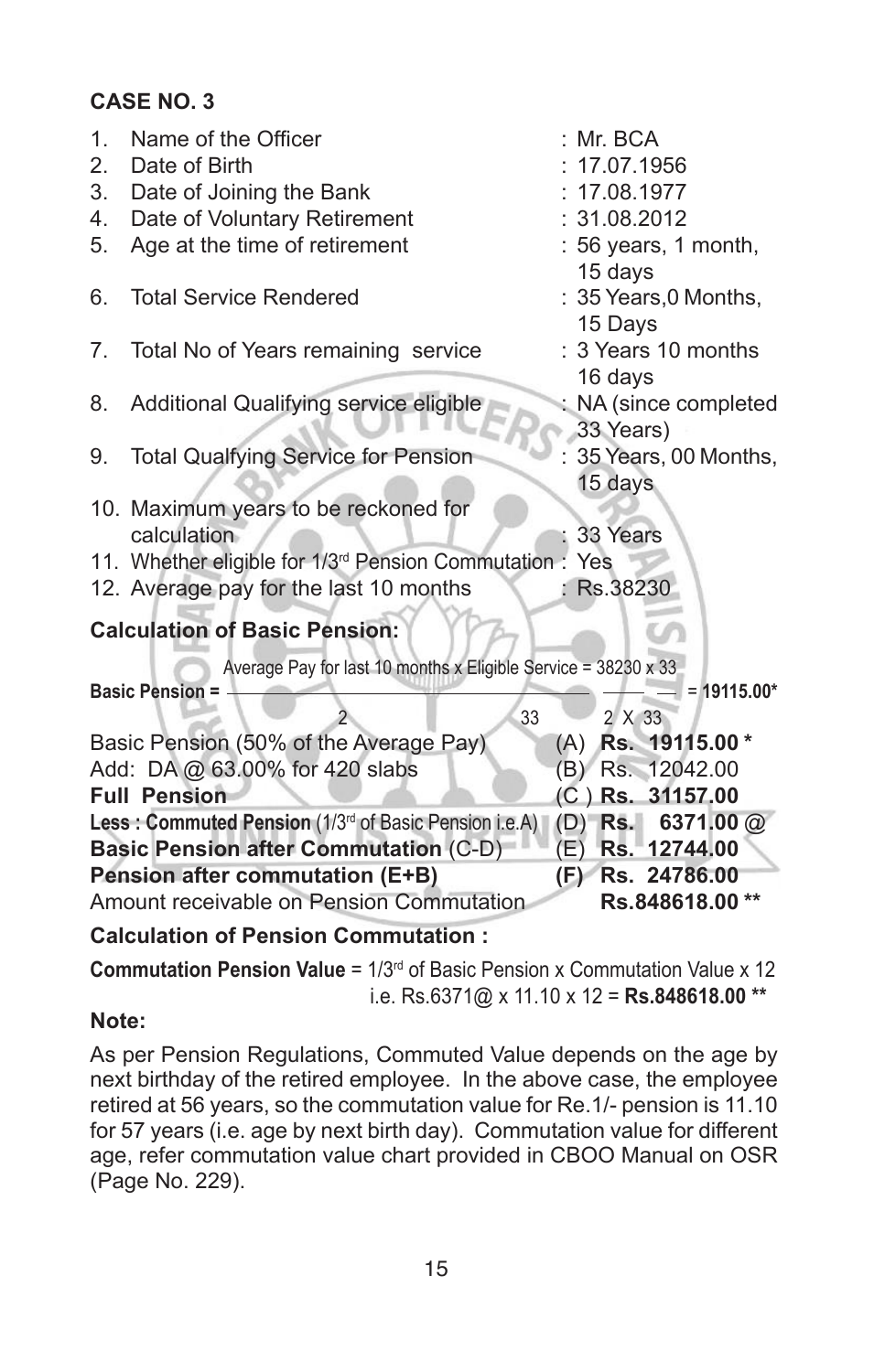**CASE NO. 3**

1. Name of the Officer : Mr. BCA
2. Date of Birth : 17.07.1956
3. Date of Joining the Bank : 17.08.1977
4. Date of Voluntary Retirement : 31.08.2012
5. Age at the time of retirement : 56 years, 1 month, 15 days
6. Total Service Rendered : 35 Years,0 Months, 15 Days
7. Total No of Years remaining service : 3 Years 10 months 16 days
8. Additional Qualifying service eligible : NA (since completed 33 Years)
9. Total Qualfying Service for Pension : 35 Years, 00 Months, 15 days
10. Maximum years to be reckoned for calculation : 33 Years
11. Whether eligible for 1/3rd Pension Commutation : Yes
12. Average pay for the last 10 months : Rs.38230

**Calculation of Basic Pension:**

$$\textbf{Basic Pension} = \frac{\text{Average Pay for last 10 months}}{2} \times \frac{\text{Eligible Service}}{33} = \frac{38230 \times 33}{2 \times 33} = \textbf{19115.00*}$$

| | | |
|---|---|---|
| Basic Pension (50% of the Average Pay) | (A) | **Rs. 19115.00 *** |
| Add: DA @ 63.00% for 420 slabs | (B) | Rs. 12042.00 |
| **Full Pension** | (C ) | **Rs. 31157.00** |
| **Less : Commuted Pension** (1/3rd of Basic Pension i.e.A) | (D) | **Rs. 6371.00** @ |
| **Basic Pension after Commutation** (C-D) | (E) | **Rs. 12744.00** |
| **Pension after commutation (E+B)** | **(F)** | **Rs. 24786.00** |
| Amount receivable on Pension Commutation | | **Rs.848618.00 **** |

**Calculation of Pension Commutation :**

**Commutation Pension Value** = 1/3rd of Basic Pension x Commutation Value x 12
i.e. Rs.6371@ x 11.10 x 12 = **Rs.848618.00 ****

**Note:**

As per Pension Regulations, Commuted Value depends on the age by next birthday of the retired employee. In the above case, the employee retired at 56 years, so the commutation value for Re.1/- pension is 11.10 for 57 years (i.e. age by next birth day). Commutation value for different age, refer commutation value chart provided in CBOO Manual on OSR (Page No. 229).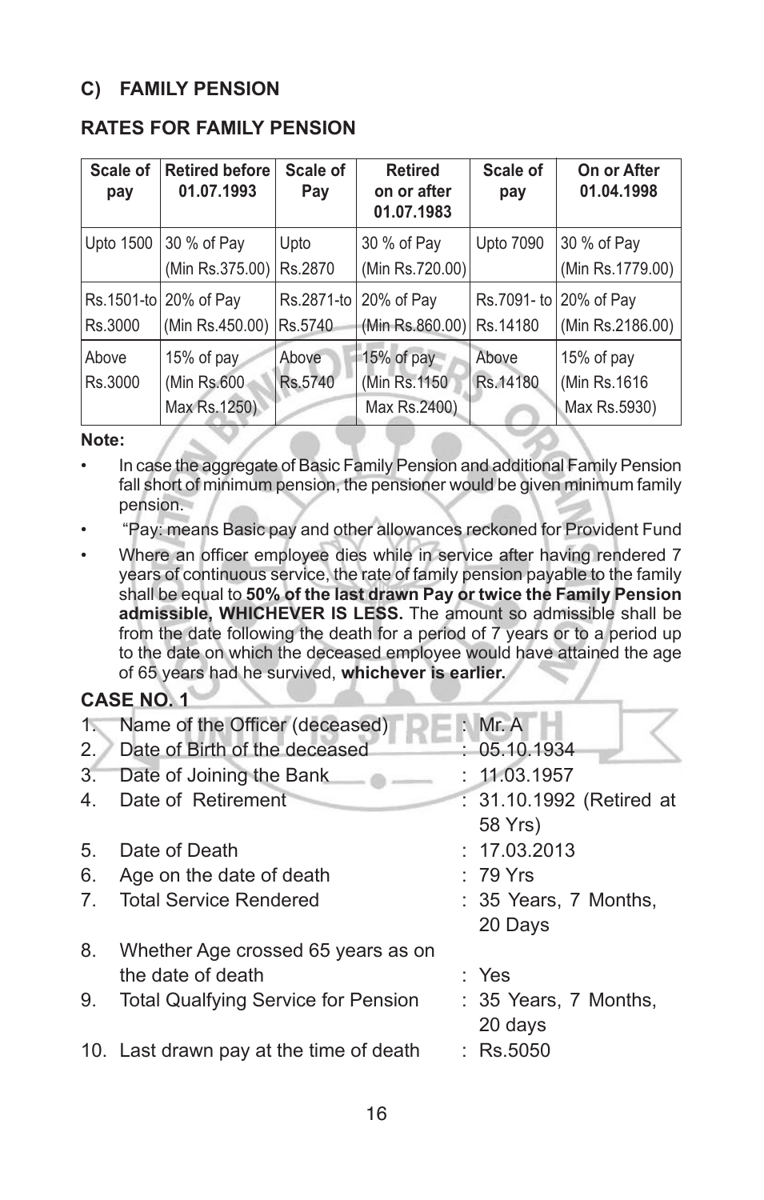## C) FAMILY PENSION

### RATES FOR FAMILY PENSION

| Scale of pay | Retired before 01.07.1993 | Scale of Pay | Retired on or after 01.07.1983 | Scale of pay | On or After 01.04.1998 |
|---|---|---|---|---|---|
| Upto 1500 | 30 % of Pay (Min Rs.375.00) | Upto Rs.2870 | 30 % of Pay (Min Rs.720.00) | Upto 7090 | 30 % of Pay (Min Rs.1779.00) |
| Rs.1501-to Rs.3000 | 20% of Pay (Min Rs.450.00) | Rs.2871-to Rs.5740 | 20% of Pay (Min Rs.860.00) | Rs.7091- to Rs.14180 | 20% of Pay (Min Rs.2186.00) |
| Above Rs.3000 | 15% of pay (Min Rs.600 Max Rs.1250) | Above Rs.5740 | 15% of pay (Min Rs.1150 Max Rs.2400) | Above Rs.14180 | 15% of pay (Min Rs.1616 Max Rs.5930) |

**Note:**

- In case the aggregate of Basic Family Pension and additional Family Pension fall short of minimum pension, the pensioner would be given minimum family pension.
- "Pay: means Basic pay and other allowances reckoned for Provident Fund
- Where an officer employee dies while in service after having rendered 7 years of continuous service, the rate of family pension payable to the family shall be equal to **50% of the last drawn Pay or twice the Family Pension admissible, WHICHEVER IS LESS.** The amount so admissible shall be from the date following the death for a period of 7 years or to a period up to the date on which the deceased employee would have attained the age of 65 years had he survived, **whichever is earlier.**

**CASE NO. 1**

1. Name of the Officer (deceased) : Mr. A
2. Date of Birth of the deceased : 05.10.1934
3. Date of Joining the Bank : 11.03.1957
4. Date of Retirement : 31.10.1992 (Retired at 58 Yrs)
5. Date of Death : 17.03.2013
6. Age on the date of death : 79 Yrs
7. Total Service Rendered : 35 Years, 7 Months, 20 Days
8. Whether Age crossed 65 years as on the date of death : Yes
9. Total Qualfying Service for Pension : 35 Years, 7 Months, 20 days
10. Last drawn pay at the time of death : Rs.5050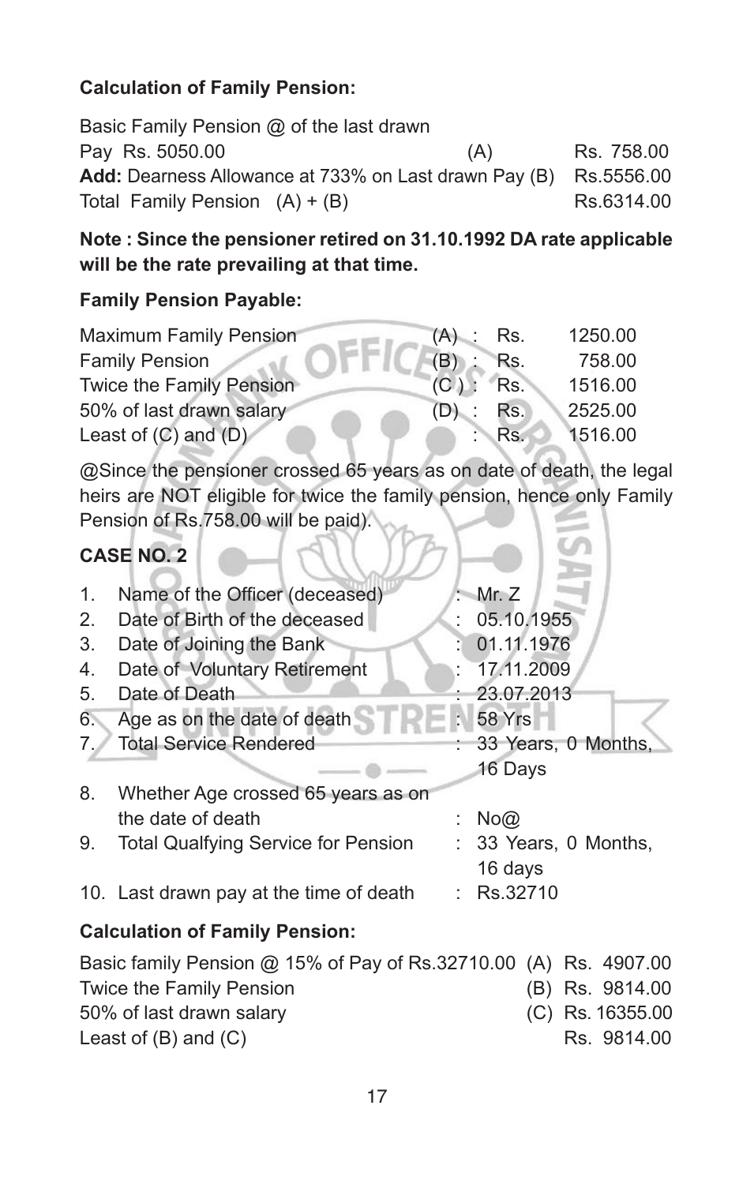**Calculation of Family Pension:**

| | | |
|---|---|---|
| Basic Family Pension @ of the last drawn Pay Rs. 5050.00 | (A) | Rs. 758.00 |
| **Add:** Dearness Allowance at 733% on Last drawn Pay | (B) | Rs.5556.00 |
| Total Family Pension (A) + (B) | | Rs.6314.00 |

**Note : Since the pensioner retired on 31.10.1992 DA rate applicable will be the rate prevailing at that time.**

**Family Pension Payable:**

| | | |
|---|---|---|
| Maximum Family Pension | (A) : | Rs. 1250.00 |
| Family Pension | (B) : | Rs. 758.00 |
| Twice the Family Pension | (C) : | Rs. 1516.00 |
| 50% of last drawn salary | (D) : | Rs. 2525.00 |
| Least of (C) and (D) | : | Rs. 1516.00 |

@Since the pensioner crossed 65 years as on date of death, the legal heirs are NOT eligible for twice the family pension, hence only Family Pension of Rs.758.00 will be paid).

**CASE NO. 2**

1. Name of the Officer (deceased) : Mr. Z
2. Date of Birth of the deceased : 05.10.1955
3. Date of Joining the Bank : 01.11.1976
4. Date of Voluntary Retirement : 17.11.2009
5. Date of Death : 23.07.2013
6. Age as on the date of death : 58 Yrs
7. Total Service Rendered : 33 Years, 0 Months, 16 Days
8. Whether Age crossed 65 years as on the date of death : No@
9. Total Qualfying Service for Pension : 33 Years, 0 Months, 16 days
10. Last drawn pay at the time of death : Rs.32710

**Calculation of Family Pension:**

| | | |
|---|---|---|
| Basic family Pension @ 15% of Pay of Rs.32710.00 | (A) | Rs. 4907.00 |
| Twice the Family Pension | (B) | Rs. 9814.00 |
| 50% of last drawn salary | (C) | Rs. 16355.00 |
| Least of (B) and (C) | | Rs. 9814.00 |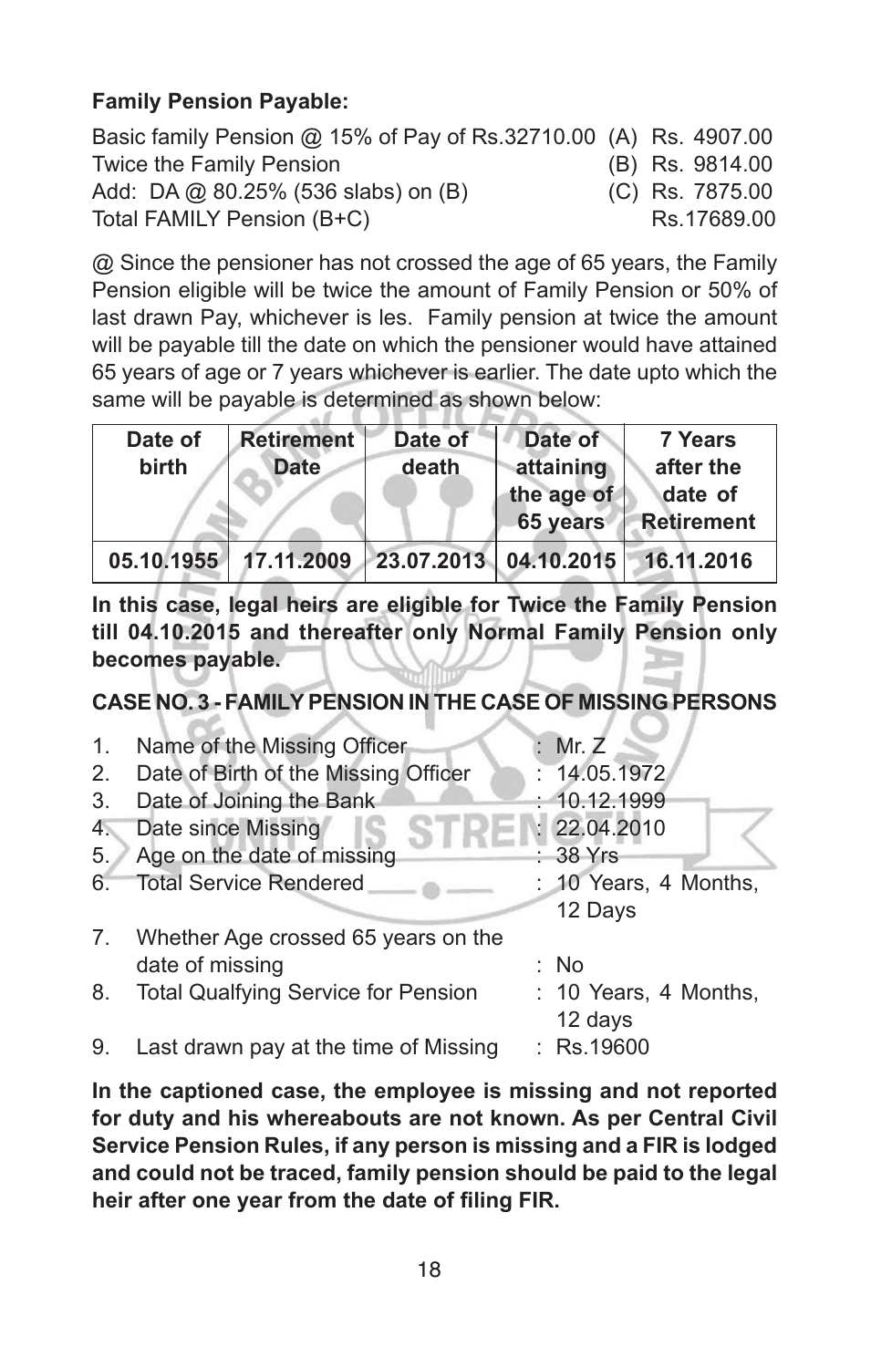**Family Pension Payable:**

| | | |
|---|---|---|
| Basic family Pension @ 15% of Pay of Rs.32710.00 | (A) | Rs. 4907.00 |
| Twice the Family Pension | (B) | Rs. 9814.00 |
| Add: DA @ 80.25% (536 slabs) on (B) | (C) | Rs. 7875.00 |
| Total FAMILY Pension (B+C) | | Rs.17689.00 |

@ Since the pensioner has not crossed the age of 65 years, the Family Pension eligible will be twice the amount of Family Pension or 50% of last drawn Pay, whichever is les. Family pension at twice the amount will be payable till the date on which the pensioner would have attained 65 years of age or 7 years whichever is earlier. The date upto which the same will be payable is determined as shown below:

| Date of birth | Retirement Date | Date of death | Date of attaining the age of 65 years | 7 Years after the date of Retirement |
|---|---|---|---|---|
| 05.10.1955 | 17.11.2009 | 23.07.2013 | 04.10.2015 | 16.11.2016 |

**In this case, legal heirs are eligible for Twice the Family Pension till 04.10.2015 and thereafter only Normal Family Pension only becomes payable.**

**CASE NO. 3 - FAMILY PENSION IN THE CASE OF MISSING PERSONS**

1. Name of the Missing Officer : Mr. Z
2. Date of Birth of the Missing Officer : 14.05.1972
3. Date of Joining the Bank : 10.12.1999
4. Date since Missing : 22.04.2010
5. Age on the date of missing : 38 Yrs
6. Total Service Rendered : 10 Years, 4 Months, 12 Days
7. Whether Age crossed 65 years on the date of missing : No
8. Total Qualfying Service for Pension : 10 Years, 4 Months, 12 days
9. Last drawn pay at the time of Missing : Rs.19600

**In the captioned case, the employee is missing and not reported for duty and his whereabouts are not known. As per Central Civil Service Pension Rules, if any person is missing and a FIR is lodged and could not be traced, family pension should be paid to the legal heir after one year from the date of filing FIR.**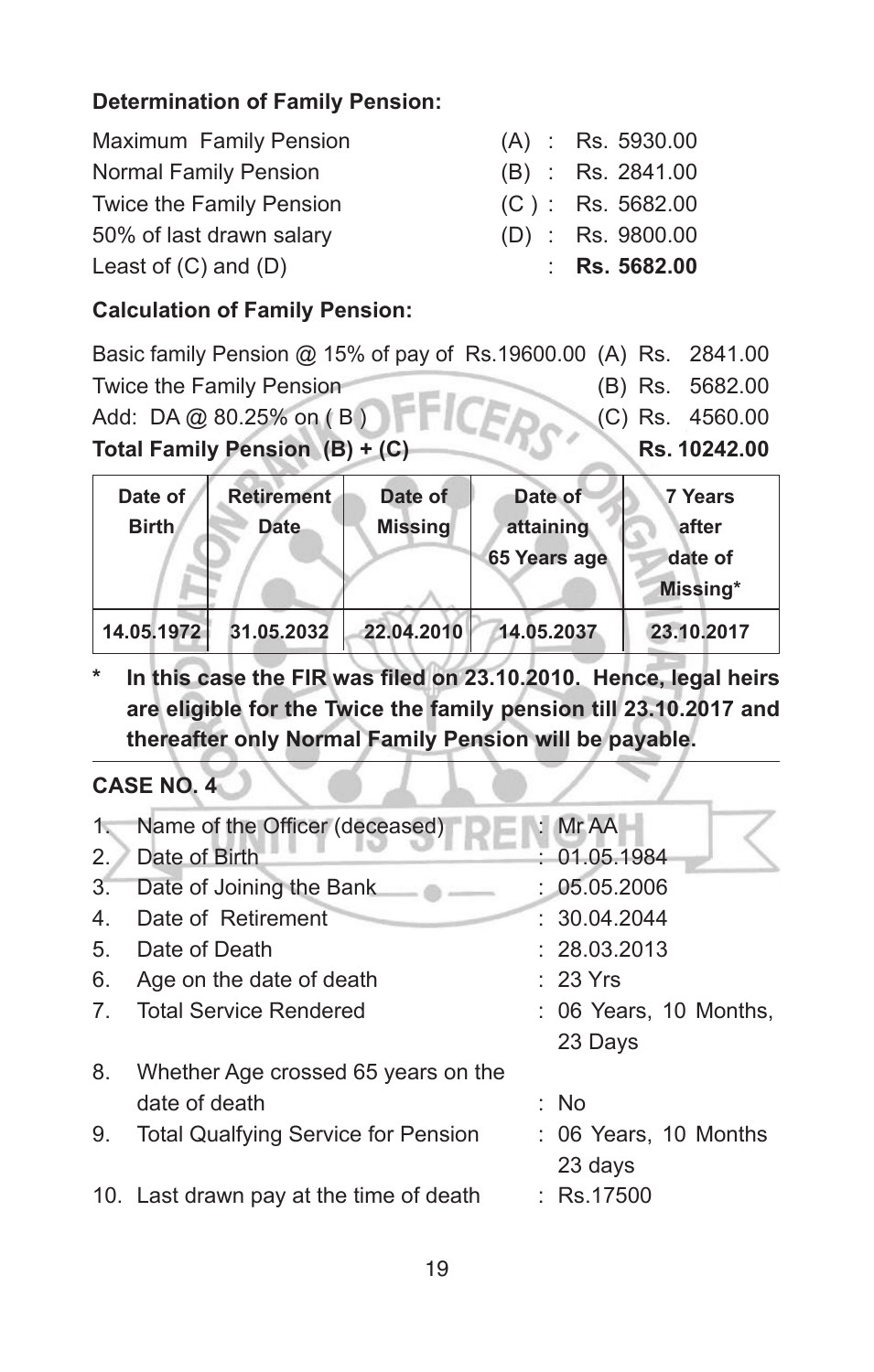**Determination of Family Pension:**

| | | |
|---|---|---|
| Maximum Family Pension | (A) : | Rs. 5930.00 |
| Normal Family Pension | (B) : | Rs. 2841.00 |
| Twice the Family Pension | (C ) : | Rs. 5682.00 |
| 50% of last drawn salary | (D) : | Rs. 9800.00 |
| Least of (C) and (D) | : | **Rs. 5682.00** |

**Calculation of Family Pension:**

| | | |
|---|---|---|
| Basic family Pension @ 15% of pay of Rs.19600.00 | (A) | Rs. 2841.00 |
| Twice the Family Pension | (B) | Rs. 5682.00 |
| Add: DA @ 80.25% on ( B ) | (C) | Rs. 4560.00 |
| **Total Family Pension (B) + (C)** | | **Rs. 10242.00** |

| Date of Birth | Retirement Date | Date of Missing | Date of attaining 65 Years age | 7 Years after date of Missing* |
|---|---|---|---|---|
| 14.05.1972 | 31.05.2032 | 22.04.2010 | 14.05.2037 | 23.10.2017 |

\* **In this case the FIR was filed on 23.10.2010. Hence, legal heirs are eligible for the Twice the family pension till 23.10.2017 and thereafter only Normal Family Pension will be payable.**

**CASE NO. 4**

1. Name of the Officer (deceased) : Mr AA
2. Date of Birth : 01.05.1984
3. Date of Joining the Bank : 05.05.2006
4. Date of Retirement : 30.04.2044
5. Date of Death : 28.03.2013
6. Age on the date of death : 23 Yrs
7. Total Service Rendered : 06 Years, 10 Months, 23 Days
8. Whether Age crossed 65 years on the date of death : No
9. Total Qualfying Service for Pension : 06 Years, 10 Months 23 days
10. Last drawn pay at the time of death : Rs.17500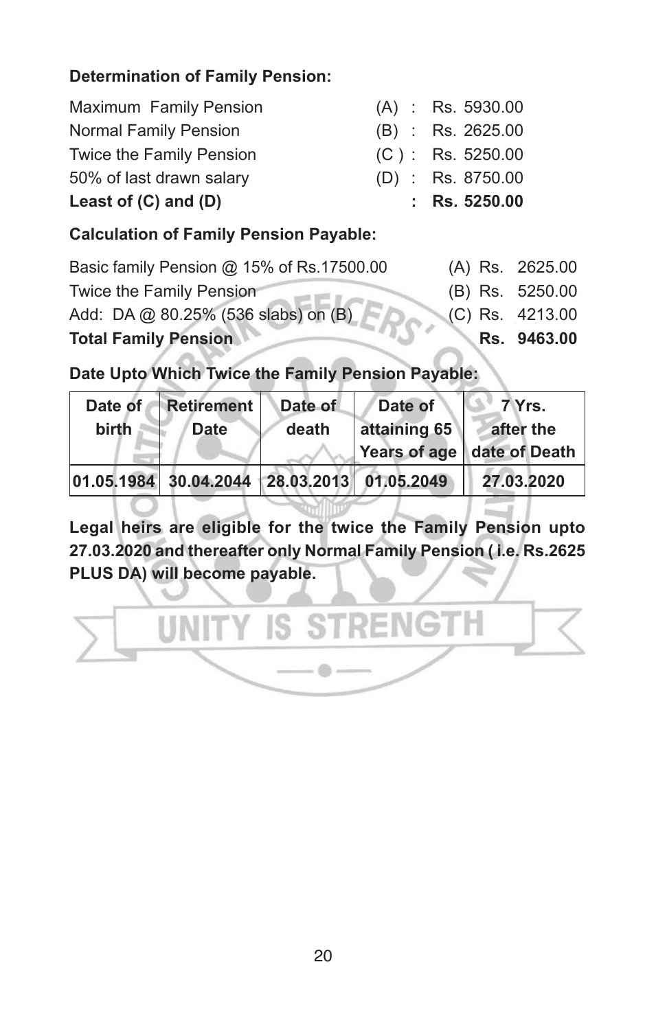**Determination of Family Pension:**

| | | |
|---|---|---|
| Maximum Family Pension | (A) : | Rs. 5930.00 |
| Normal Family Pension | (B) : | Rs. 2625.00 |
| Twice the Family Pension | (C ) : | Rs. 5250.00 |
| 50% of last drawn salary | (D) : | Rs. 8750.00 |
| **Least of (C) and (D)** | **:** | **Rs. 5250.00** |

**Calculation of Family Pension Payable:**

| | | |
|---|---|---|
| Basic family Pension @ 15% of Rs.17500.00 | (A) | Rs. 2625.00 |
| Twice the Family Pension | (B) | Rs. 5250.00 |
| Add: DA @ 80.25% (536 slabs) on (B) | (C) | Rs. 4213.00 |
| **Total Family Pension** | | **Rs. 9463.00** |

**Date Upto Which Twice the Family Pension Payable:**

| Date of birth | Retirement Date | Date of death | Date of attaining 65 Years of age | 7 Yrs. after the date of Death |
|---|---|---|---|---|
| 01.05.1984 | 30.04.2044 | 28.03.2013 | 01.05.2049 | 27.03.2020 |

**Legal heirs are eligible for the twice the Family Pension upto 27.03.2020 and thereafter only Normal Family Pension ( i.e. Rs.2625 PLUS DA) will become payable.**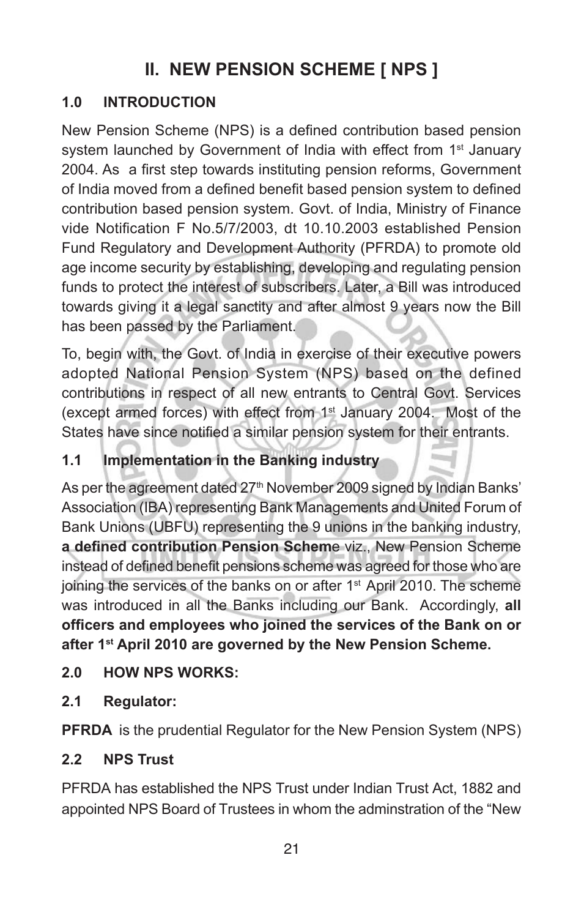# II. NEW PENSION SCHEME [ NPS ]

## 1.0 INTRODUCTION

New Pension Scheme (NPS) is a defined contribution based pension system launched by Government of India with effect from 1st January 2004. As a first step towards instituting pension reforms, Government of India moved from a defined benefit based pension system to defined contribution based pension system. Govt. of India, Ministry of Finance vide Notification F No.5/7/2003, dt 10.10.2003 established Pension Fund Regulatory and Development Authority (PFRDA) to promote old age income security by establishing, developing and regulating pension funds to protect the interest of subscribers. Later, a Bill was introduced towards giving it a legal sanctity and after almost 9 years now the Bill has been passed by the Parliament.

To, begin with, the Govt. of India in exercise of their executive powers adopted National Pension System (NPS) based on the defined contributions in respect of all new entrants to Central Govt. Services (except armed forces) with effect from 1st January 2004. Most of the States have since notified a similar pension system for their entrants.

### 1.1 Implementation in the Banking industry

As per the agreement dated 27th November 2009 signed by Indian Banks' Association (IBA) representing Bank Managements and United Forum of Bank Unions (UBFU) representing the 9 unions in the banking industry, **a defined contribution Pension Scheme** viz., New Pension Scheme instead of defined benefit pensions scheme was agreed for those who are joining the services of the banks on or after 1st April 2010. The scheme was introduced in all the Banks including our Bank. Accordingly, **all officers and employees who joined the services of the Bank on or after 1st April 2010 are governed by the New Pension Scheme.**

## 2.0 HOW NPS WORKS:

### 2.1 Regulator:

**PFRDA** is the prudential Regulator for the New Pension System (NPS)

### 2.2 NPS Trust

PFRDA has established the NPS Trust under Indian Trust Act, 1882 and appointed NPS Board of Trustees in whom the adminstration of the "New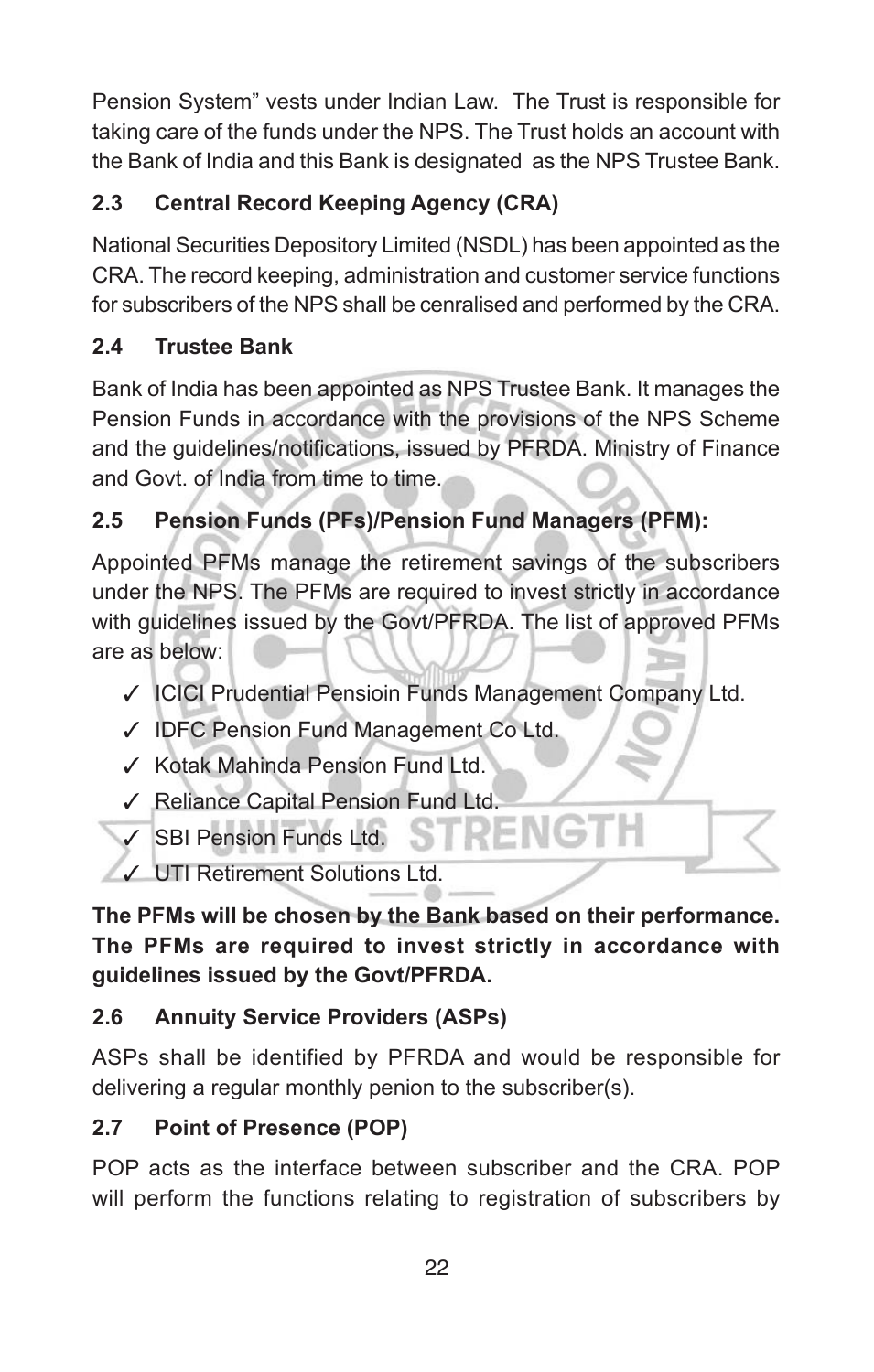Pension System" vests under Indian Law. The Trust is responsible for taking care of the funds under the NPS. The Trust holds an account with the Bank of India and this Bank is designated as the NPS Trustee Bank.

### 2.3 Central Record Keeping Agency (CRA)

National Securities Depository Limited (NSDL) has been appointed as the CRA. The record keeping, administration and customer service functions for subscribers of the NPS shall be cenralised and performed by the CRA.

### 2.4 Trustee Bank

Bank of India has been appointed as NPS Trustee Bank. It manages the Pension Funds in accordance with the provisions of the NPS Scheme and the guidelines/notifications, issued by PFRDA. Ministry of Finance and Govt. of India from time to time.

### 2.5 Pension Funds (PFs)/Pension Fund Managers (PFM):

Appointed PFMs manage the retirement savings of the subscribers under the NPS. The PFMs are required to invest strictly in accordance with guidelines issued by the Govt/PFRDA. The list of approved PFMs are as below:

- ✓ ICICI Prudential Pensioin Funds Management Company Ltd.
- ✓ IDFC Pension Fund Management Co Ltd.
- ✓ Kotak Mahinda Pension Fund Ltd.
- ✓ Reliance Capital Pension Fund Ltd.
- ✓ SBI Pension Funds Ltd.
- ✓ UTI Retirement Solutions Ltd.

**The PFMs will be chosen by the Bank based on their performance. The PFMs are required to invest strictly in accordance with guidelines issued by the Govt/PFRDA.**

### 2.6 Annuity Service Providers (ASPs)

ASPs shall be identified by PFRDA and would be responsible for delivering a regular monthly penion to the subscriber(s).

### 2.7 Point of Presence (POP)

POP acts as the interface between subscriber and the CRA. POP will perform the functions relating to registration of subscribers by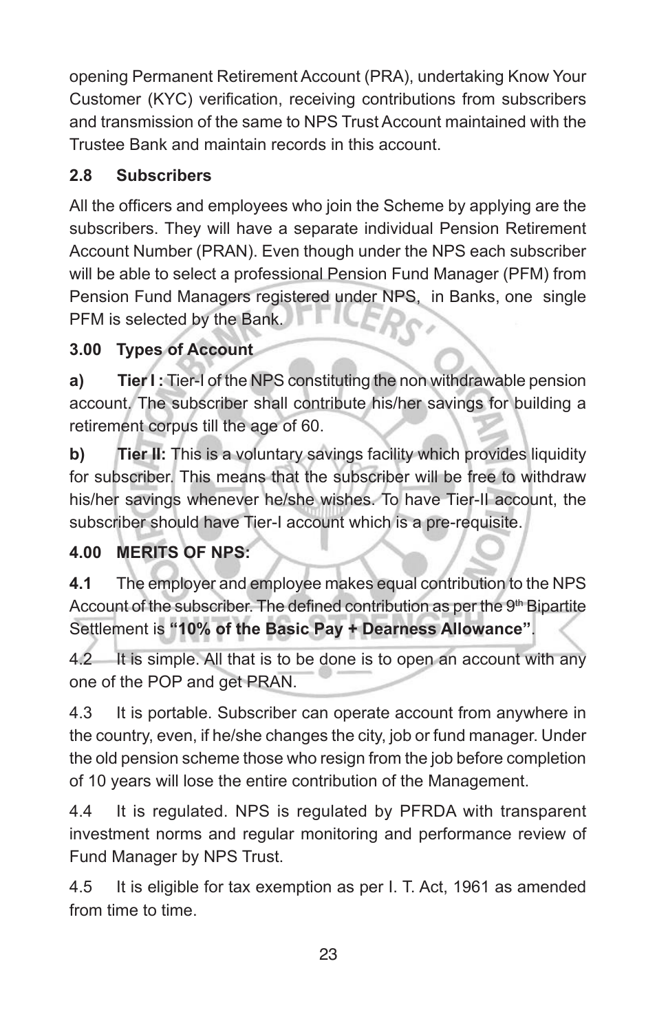opening Permanent Retirement Account (PRA), undertaking Know Your Customer (KYC) verification, receiving contributions from subscribers and transmission of the same to NPS Trust Account maintained with the Trustee Bank and maintain records in this account.

### 2.8 Subscribers

All the officers and employees who join the Scheme by applying are the subscribers. They will have a separate individual Pension Retirement Account Number (PRAN). Even though under the NPS each subscriber will be able to select a professional Pension Fund Manager (PFM) from Pension Fund Managers registered under NPS, in Banks, one single PFM is selected by the Bank.

### 3.00 Types of Account

**a) Tier I :** Tier-I of the NPS constituting the non withdrawable pension account. The subscriber shall contribute his/her savings for building a retirement corpus till the age of 60.

**b) Tier II:** This is a voluntary savings facility which provides liquidity for subscriber. This means that the subscriber will be free to withdraw his/her savings whenever he/she wishes. To have Tier-II account, the subscriber should have Tier-I account which is a pre-requisite.

### 4.00 MERITS OF NPS:

**4.1** The employer and employee makes equal contribution to the NPS Account of the subscriber. The defined contribution as per the 9th Bipartite Settlement is **"10% of the Basic Pay + Dearness Allowance"**.

4.2 It is simple. All that is to be done is to open an account with any one of the POP and get PRAN.

4.3 It is portable. Subscriber can operate account from anywhere in the country, even, if he/she changes the city, job or fund manager. Under the old pension scheme those who resign from the job before completion of 10 years will lose the entire contribution of the Management.

4.4 It is regulated. NPS is regulated by PFRDA with transparent investment norms and regular monitoring and performance review of Fund Manager by NPS Trust.

4.5 It is eligible for tax exemption as per I. T. Act, 1961 as amended from time to time.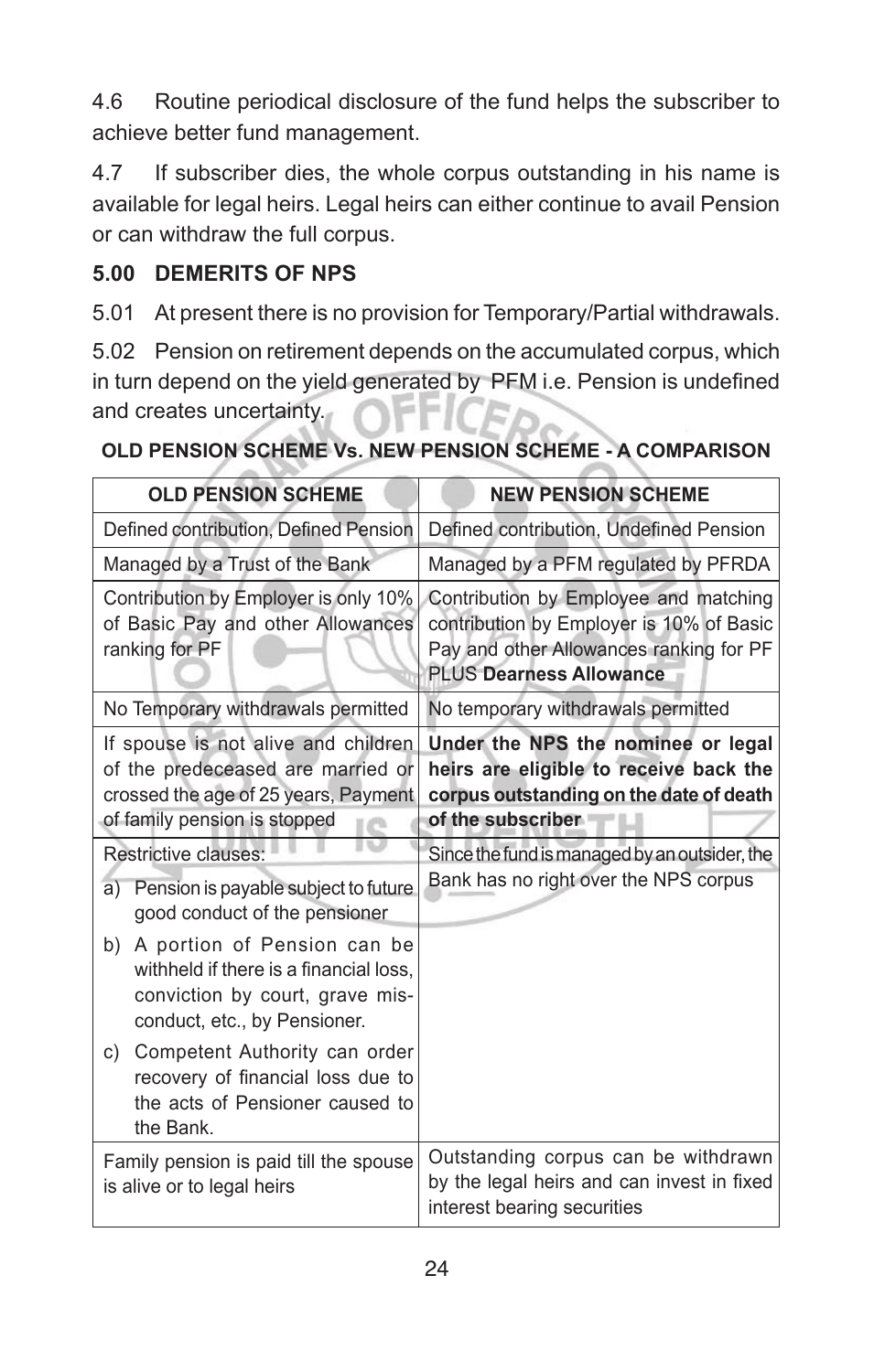4.6 Routine periodical disclosure of the fund helps the subscriber to achieve better fund management.

4.7 If subscriber dies, the whole corpus outstanding in his name is available for legal heirs. Legal heirs can either continue to avail Pension or can withdraw the full corpus.

## 5.00 DEMERITS OF NPS

5.01 At present there is no provision for Temporary/Partial withdrawals.

5.02 Pension on retirement depends on the accumulated corpus, which in turn depend on the yield generated by PFM i.e. Pension is undefined and creates uncertainty.

**OLD PENSION SCHEME Vs. NEW PENSION SCHEME - A COMPARISON**

| OLD PENSION SCHEME | NEW PENSION SCHEME |
|---|---|
| Defined contribution, Defined Pension | Defined contribution, Undefined Pension |
| Managed by a Trust of the Bank | Managed by a PFM regulated by PFRDA |
| Contribution by Employer is only 10% of Basic Pay and other Allowances ranking for PF | Contribution by Employee and matching contribution by Employer is 10% of Basic Pay and other Allowances ranking for PF PLUS **Dearness Allowance** |
| No Temporary withdrawals permitted | No temporary withdrawals permitted |
| If spouse is not alive and children of the predeceased are married or crossed the age of 25 years, Payment of family pension is stopped | **Under the NPS the nominee or legal heirs are eligible to receive back the corpus outstanding on the date of death of the subscriber** |
| Restrictive clauses: a) Pension is payable subject to future good conduct of the pensioner b) A portion of Pension can be withheld if there is a financial loss, conviction by court, grave mis-conduct, etc., by Pensioner. c) Competent Authority can order recovery of financial loss due to the acts of Pensioner caused to the Bank. | Since the fund is managed by an outsider, the Bank has no right over the NPS corpus |
| Family pension is paid till the spouse is alive or to legal heirs | Outstanding corpus can be withdrawn by the legal heirs and can invest in fixed interest bearing securities |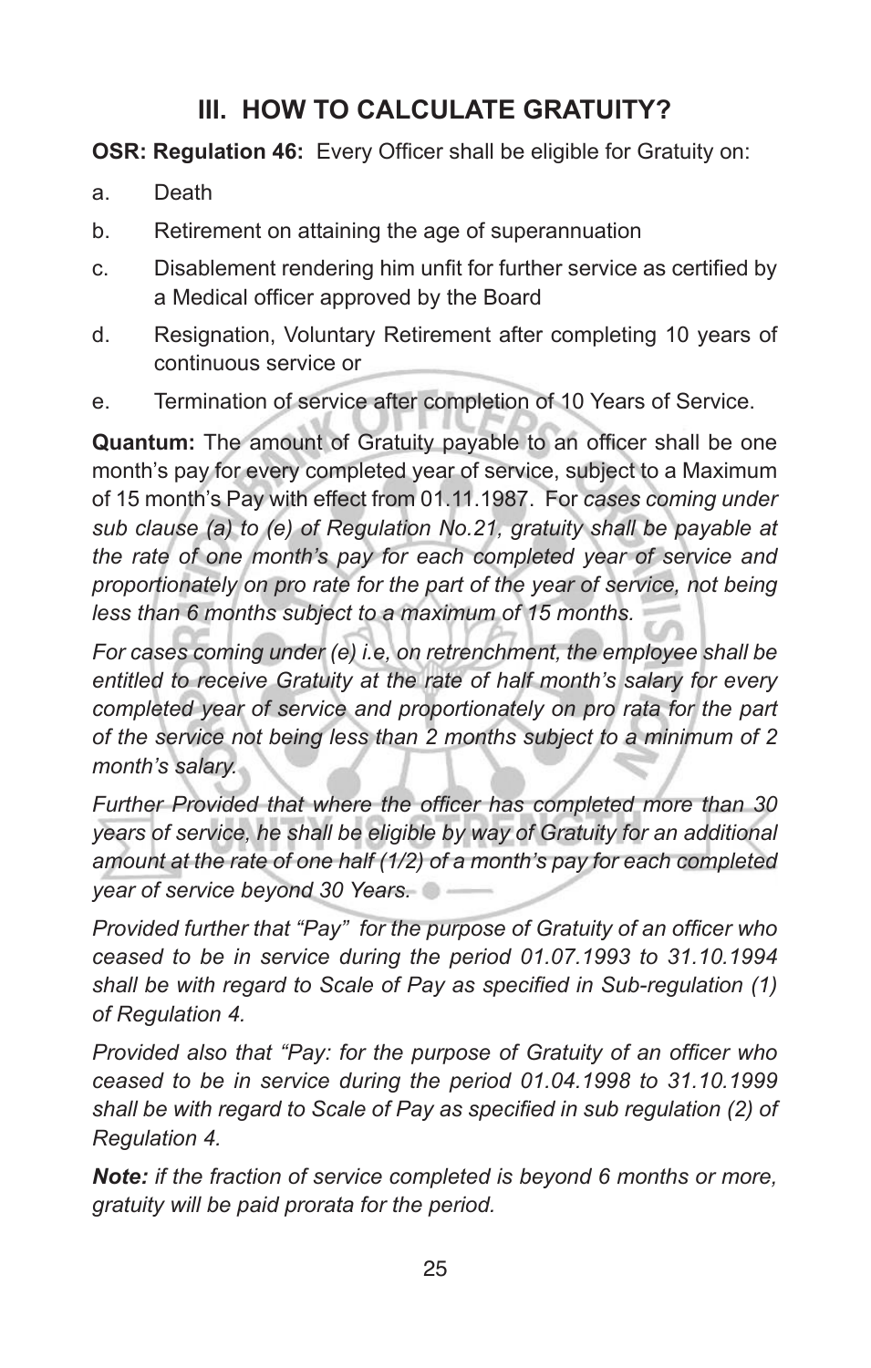## III. HOW TO CALCULATE GRATUITY?

**OSR: Regulation 46:** Every Officer shall be eligible for Gratuity on:

a. Death

b. Retirement on attaining the age of superannuation

c. Disablement rendering him unfit for further service as certified by a Medical officer approved by the Board

d. Resignation, Voluntary Retirement after completing 10 years of continuous service or

e. Termination of service after completion of 10 Years of Service.

**Quantum:** The amount of Gratuity payable to an officer shall be one month's pay for every completed year of service, subject to a Maximum of 15 month's Pay with effect from 01.11.1987. For *cases coming under sub clause (a) to (e) of Regulation No.21, gratuity shall be payable at the rate of one month's pay for each completed year of service and proportionately on pro rate for the part of the year of service, not being less than 6 months subject to a maximum of 15 months.*

*For cases coming under (e) i.e, on retrenchment, the employee shall be entitled to receive Gratuity at the rate of half month's salary for every completed year of service and proportionately on pro rata for the part of the service not being less than 2 months subject to a minimum of 2 month's salary.*

*Further Provided that where the officer has completed more than 30 years of service, he shall be eligible by way of Gratuity for an additional amount at the rate of one half (1/2) of a month's pay for each completed year of service beyond 30 Years.*

*Provided further that "Pay" for the purpose of Gratuity of an officer who ceased to be in service during the period 01.07.1993 to 31.10.1994 shall be with regard to Scale of Pay as specified in Sub-regulation (1) of Regulation 4.*

*Provided also that "Pay: for the purpose of Gratuity of an officer who ceased to be in service during the period 01.04.1998 to 31.10.1999 shall be with regard to Scale of Pay as specified in sub regulation (2) of Regulation 4.*

***Note:*** *if the fraction of service completed is beyond 6 months or more, gratuity will be paid prorata for the period.*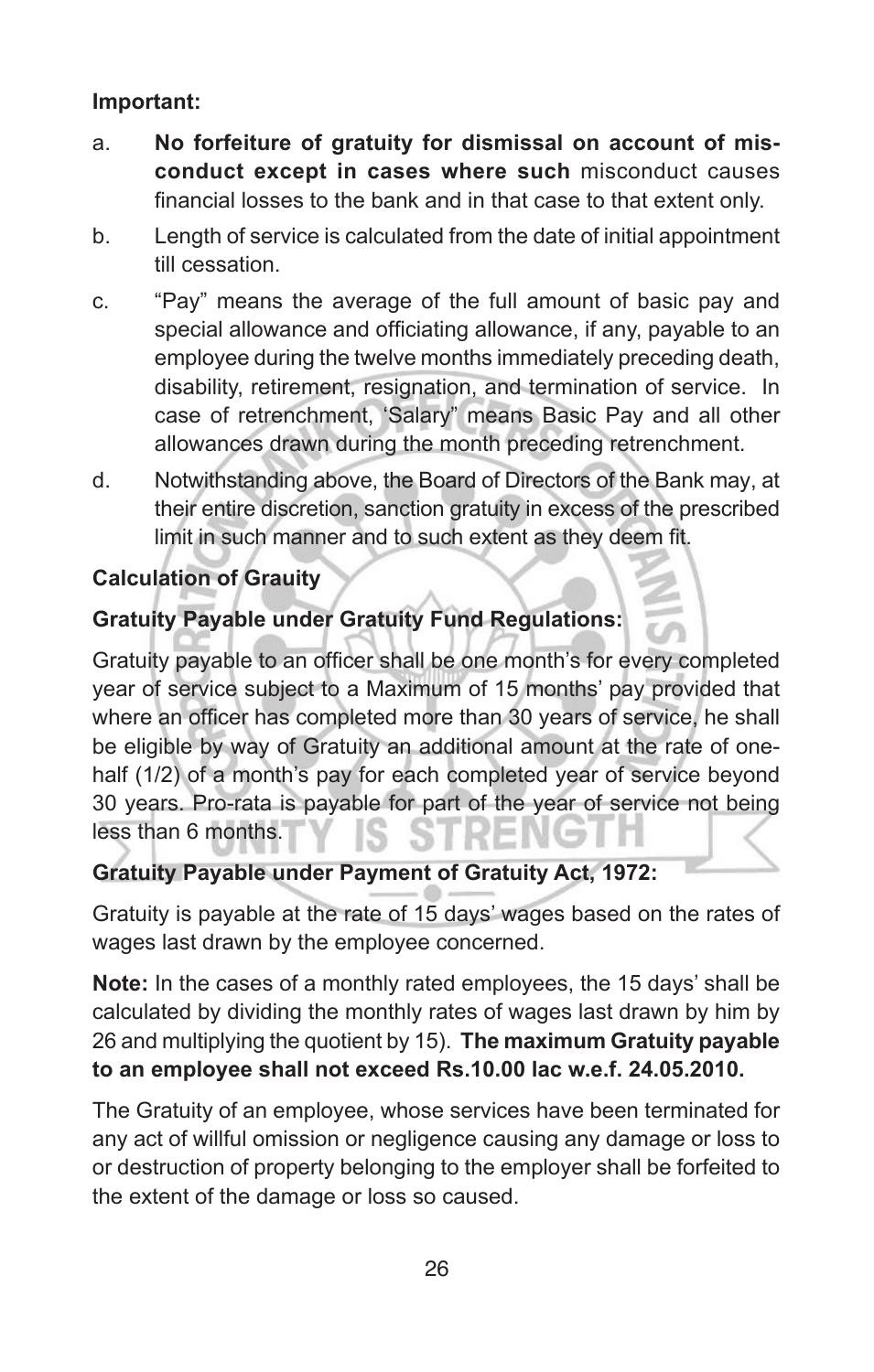**Important:**

a. **No forfeiture of gratuity for dismissal on account of mis-conduct except in cases where such** misconduct causes financial losses to the bank and in that case to that extent only.

b. Length of service is calculated from the date of initial appointment till cessation.

c. "Pay" means the average of the full amount of basic pay and special allowance and officiating allowance, if any, payable to an employee during the twelve months immediately preceding death, disability, retirement, resignation, and termination of service. In case of retrenchment, 'Salary" means Basic Pay and all other allowances drawn during the month preceding retrenchment.

d. Notwithstanding above, the Board of Directors of the Bank may, at their entire discretion, sanction gratuity in excess of the prescribed limit in such manner and to such extent as they deem fit.

**Calculation of Grauity**

**Gratuity Payable under Gratuity Fund Regulations:**

Gratuity payable to an officer shall be one month's for every completed year of service subject to a Maximum of 15 months' pay provided that where an officer has completed more than 30 years of service, he shall be eligible by way of Gratuity an additional amount at the rate of one-half (1/2) of a month's pay for each completed year of service beyond 30 years. Pro-rata is payable for part of the year of service not being less than 6 months.

**Gratuity Payable under Payment of Gratuity Act, 1972:**

Gratuity is payable at the rate of 15 days' wages based on the rates of wages last drawn by the employee concerned.

**Note:** In the cases of a monthly rated employees, the 15 days' shall be calculated by dividing the monthly rates of wages last drawn by him by 26 and multiplying the quotient by 15). **The maximum Gratuity payable to an employee shall not exceed Rs.10.00 lac w.e.f. 24.05.2010.**

The Gratuity of an employee, whose services have been terminated for any act of willful omission or negligence causing any damage or loss to or destruction of property belonging to the employer shall be forfeited to the extent of the damage or loss so caused.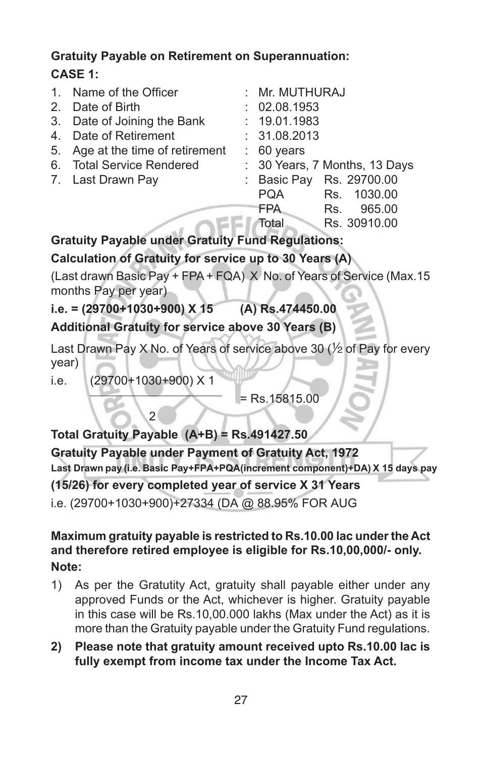**Gratuity Payable on Retirement on Superannuation:**

**CASE 1:**

1. Name of the Officer : Mr. MUTHURAJ
2. Date of Birth : 02.08.1953
3. Date of Joining the Bank : 19.01.1983
4. Date of Retirement : 31.08.2013
5. Age at the time of retirement : 60 years
6. Total Service Rendered : 30 Years, 7 Months, 13 Days
7. Last Drawn Pay :

| | |
|---|---|
| Basic Pay | Rs. 29700.00 |
| PQA | Rs. 1030.00 |
| FPA | Rs. 965.00 |
| Total | Rs. 30910.00 |

**Gratuity Payable under Gratuity Fund Regulations:**

**Calculation of Gratuity for service up to 30 Years (A)**

(Last drawn Basic Pay + FPA + FQA) X No. of Years of Service (Max.15 months Pay per year)

**i.e. = (29700+1030+900) X 15 (A) Rs.474450.00**

**Additional Gratuity for service above 30 Years (B)**

Last Drawn Pay X No. of Years of service above 30 (½ of Pay for every year)

i.e. $\dfrac{(29700+1030+900) \times 1}{2}$ = Rs.15815.00

**Total Gratuity Payable (A+B) = Rs.491427.50**

**Gratuity Payable under Payment of Gratuity Act, 1972**

**Last Drawn pay (i.e. Basic Pay+FPA+PQA(increment component)+DA) X 15 days pay (15/26) for every completed year of service X 31 Years**

i.e. (29700+1030+900)+27334 (DA @ 88.95% FOR AUG

**Maximum gratuity payable is restricted to Rs.10.00 lac under the Act and therefore retired employee is eligible for Rs.10,00,000/- only.**

**Note:**

1) As per the Gratutity Act, gratuity shall payable either under any approved Funds or the Act, whichever is higher. Gratuity payable in this case will be Rs.10,00.000 lakhs (Max under the Act) as it is more than the Gratuity payable under the Gratuity Fund regulations.

2) **Please note that gratuity amount received upto Rs.10.00 lac is fully exempt from income tax under the Income Tax Act.**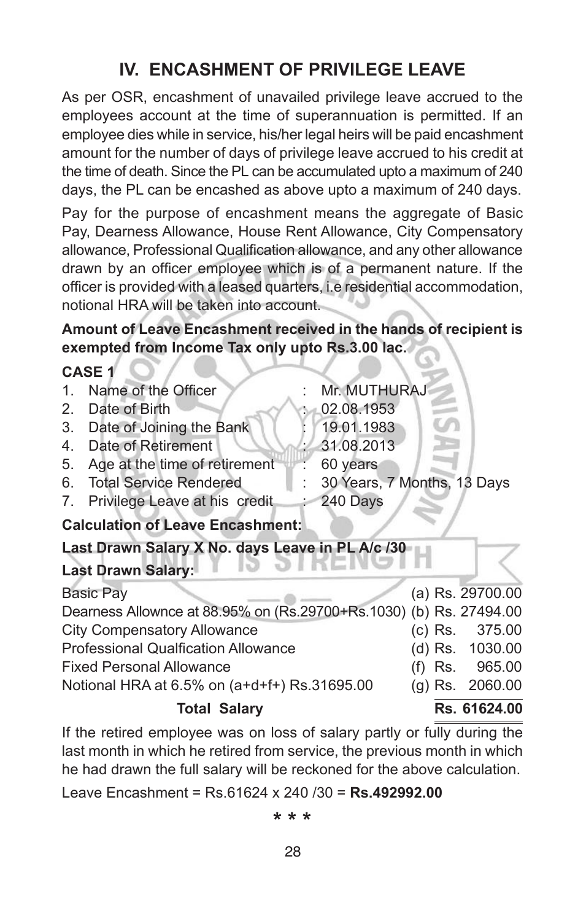# IV. ENCASHMENT OF PRIVILEGE LEAVE

As per OSR, encashment of unavailed privilege leave accrued to the employees account at the time of superannuation is permitted. If an employee dies while in service, his/her legal heirs will be paid encashment amount for the number of days of privilege leave accrued to his credit at the time of death. Since the PL can be accumulated upto a maximum of 240 days, the PL can be encashed as above upto a maximum of 240 days.

Pay for the purpose of encashment means the aggregate of Basic Pay, Dearness Allowance, House Rent Allowance, City Compensatory allowance, Professional Qualification allowance, and any other allowance drawn by an officer employee which is of a permanent nature. If the officer is provided with a leased quarters, i.e residential accommodation, notional HRA will be taken into account.

**Amount of Leave Encashment received in the hands of recipient is exempted from Income Tax only upto Rs.3.00 lac.**

**CASE 1**

| | | | |
|---|---|---|---|
| 1. | Name of the Officer | : | Mr. MUTHURAJ |
| 2. | Date of Birth | : | 02.08.1953 |
| 3. | Date of Joining the Bank | : | 19.01.1983 |
| 4. | Date of Retirement | : | 31.08.2013 |
| 5. | Age at the time of retirement | : | 60 years |
| 6. | Total Service Rendered | : | 30 Years, 7 Months, 13 Days |
| 7. | Privilege Leave at his credit | : | 240 Days |

**Calculation of Leave Encashment:**

**Last Drawn Salary X No. days Leave in PL A/c /30**

**Last Drawn Salary:**

| | |
|---|---|
| Basic Pay | (a) Rs. 29700.00 |
| Dearness Allownce at 88.95% on (Rs.29700+Rs.1030) | (b) Rs. 27494.00 |
| City Compensatory Allowance | (c) Rs. 375.00 |
| Professional Qualfication Allowance | (d) Rs. 1030.00 |
| Fixed Personal Allowance | (f) Rs. 965.00 |
| Notional HRA at 6.5% on (a+d+f+) Rs.31695.00 | (g) Rs. 2060.00 |
| **Total Salary** | **Rs. 61624.00** |

If the retired employee was on loss of salary partly or fully during the last month in which he retired from service, the previous month in which he had drawn the full salary will be reckoned for the above calculation.

Leave Encashment = Rs.61624 x 240 /30 = **Rs.492992.00**

\* \* \*